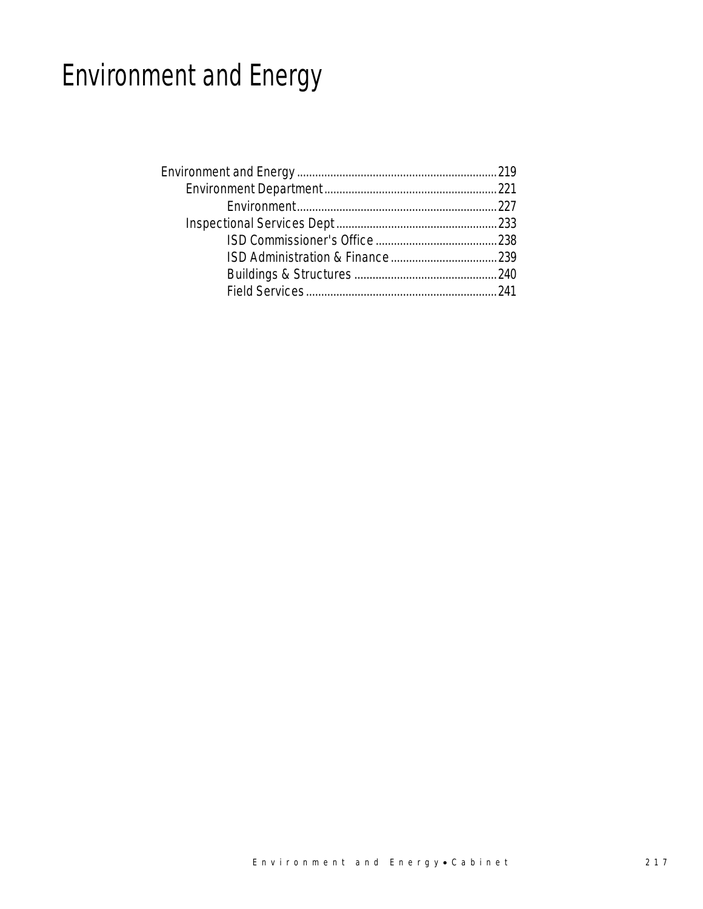# Environment and Energy

Environment and Energy ................................................................. 219
  Environment Department......................................................... 221
    Environment.................................................................. 227
  Inspectional Services Dept..................................................... 233
    ISD Commissioner's Office ........................................ 238
    ISD Administration & Finance.................................. 239
    Buildings & Structures ............................................... 240
    Field Services.............................................................. 241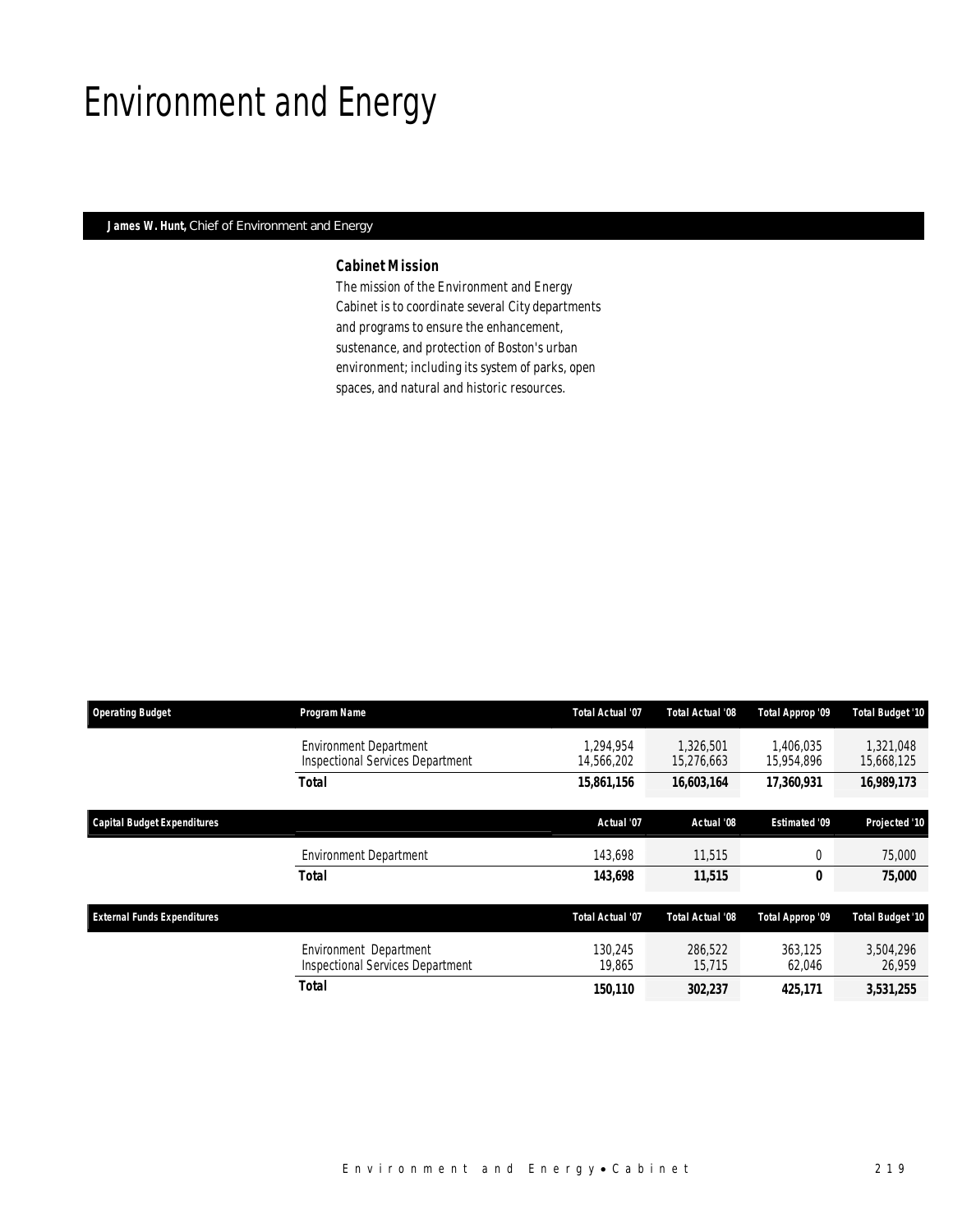# Environment and Energy

**James W. Hunt,** Chief of Environment and Energy

### Cabinet Mission

The mission of the Environment and Energy Cabinet is to coordinate several City departments and programs to ensure the enhancement, sustenance, and protection of Boston's urban environment; including its system of parks, open spaces, and natural and historic resources.

| Operating Budget | Program Name | Total Actual '07 | Total Actual '08 | Total Approp '09 | Total Budget '10 |
|---|---|---|---|---|---|
| | Environment Department | 1,294,954 | 1,326,501 | 1,406,035 | 1,321,048 |
| | Inspectional Services Department | 14,566,202 | 15,276,663 | 15,954,896 | 15,668,125 |
| | **Total** | **15,861,156** | **16,603,164** | **17,360,931** | **16,989,173** |

| Capital Budget Expenditures | | Actual '07 | Actual '08 | Estimated '09 | Projected '10 |
|---|---|---|---|---|---|
| | Environment Department | 143,698 | 11,515 | 0 | 75,000 |
| | **Total** | **143,698** | **11,515** | **0** | **75,000** |

| External Funds Expenditures | | Total Actual '07 | Total Actual '08 | Total Approp '09 | Total Budget '10 |
|---|---|---|---|---|---|
| | Environment Department | 130,245 | 286,522 | 363,125 | 3,504,296 |
| | Inspectional Services Department | 19,865 | 15,715 | 62,046 | 26,959 |
| | **Total** | **150,110** | **302,237** | **425,171** | **3,531,255** |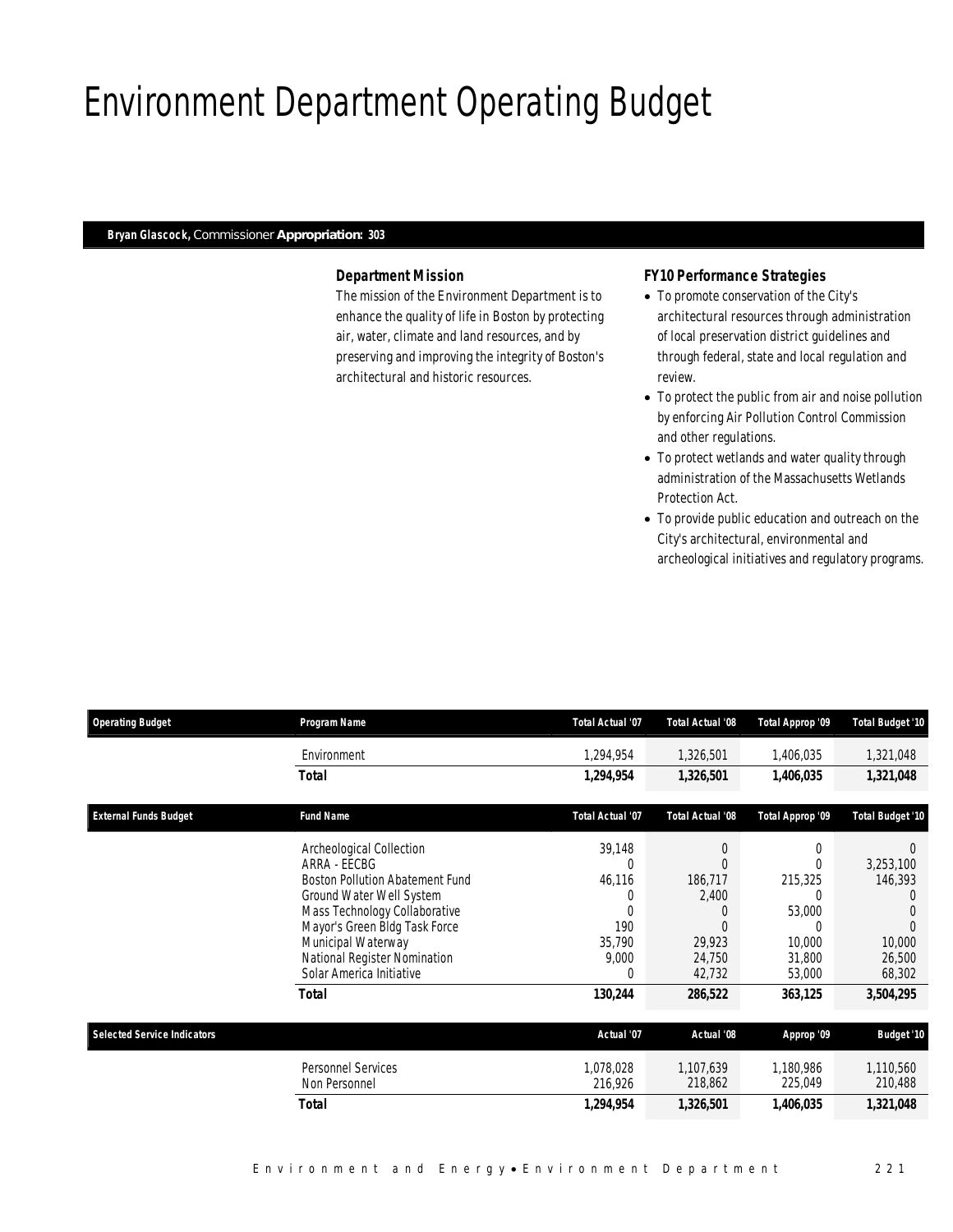# Environment Department Operating Budget

**Bryan Glascock,** Commissioner **Appropriation: 303**

### *Department Mission*

The mission of the Environment Department is to enhance the quality of life in Boston by protecting air, water, climate and land resources, and by preserving and improving the integrity of Boston's architectural and historic resources.

### *FY10 Performance Strategies*

- To promote conservation of the City's architectural resources through administration of local preservation district guidelines and through federal, state and local regulation and review.
- To protect the public from air and noise pollution by enforcing Air Pollution Control Commission and other regulations.
- To protect wetlands and water quality through administration of the Massachusetts Wetlands Protection Act.
- To provide public education and outreach on the City's architectural, environmental and archeological initiatives and regulatory programs.

| Operating Budget | Program Name | Total Actual '07 | Total Actual '08 | Total Approp '09 | Total Budget '10 |
|---|---|---|---|---|---|
| | Environment | 1,294,954 | 1,326,501 | 1,406,035 | 1,321,048 |
| | **Total** | **1,294,954** | **1,326,501** | **1,406,035** | **1,321,048** |

| External Funds Budget | Fund Name | Total Actual '07 | Total Actual '08 | Total Approp '09 | Total Budget '10 |
|---|---|---|---|---|---|
| | Archeological Collection | 39,148 | 0 | 0 | 0 |
| | ARRA - EECBG | 0 | 0 | 0 | 3,253,100 |
| | Boston Pollution Abatement Fund | 46,116 | 186,717 | 215,325 | 146,393 |
| | Ground Water Well System | 0 | 2,400 | 0 | 0 |
| | Mass Technology Collaborative | 0 | 0 | 53,000 | 0 |
| | Mayor's Green Bldg Task Force | 190 | 0 | 0 | 0 |
| | Municipal Waterway | 35,790 | 29,923 | 10,000 | 10,000 |
| | National Register Nomination | 9,000 | 24,750 | 31,800 | 26,500 |
| | Solar America Initiative | 0 | 42,732 | 53,000 | 68,302 |
| | **Total** | **130,244** | **286,522** | **363,125** | **3,504,295** |

| Selected Service Indicators | | Actual '07 | Actual '08 | Approp '09 | Budget '10 |
|---|---|---|---|---|---|
| | Personnel Services | 1,078,028 | 1,107,639 | 1,180,986 | 1,110,560 |
| | Non Personnel | 216,926 | 218,862 | 225,049 | 210,488 |
| | **Total** | **1,294,954** | **1,326,501** | **1,406,035** | **1,321,048** |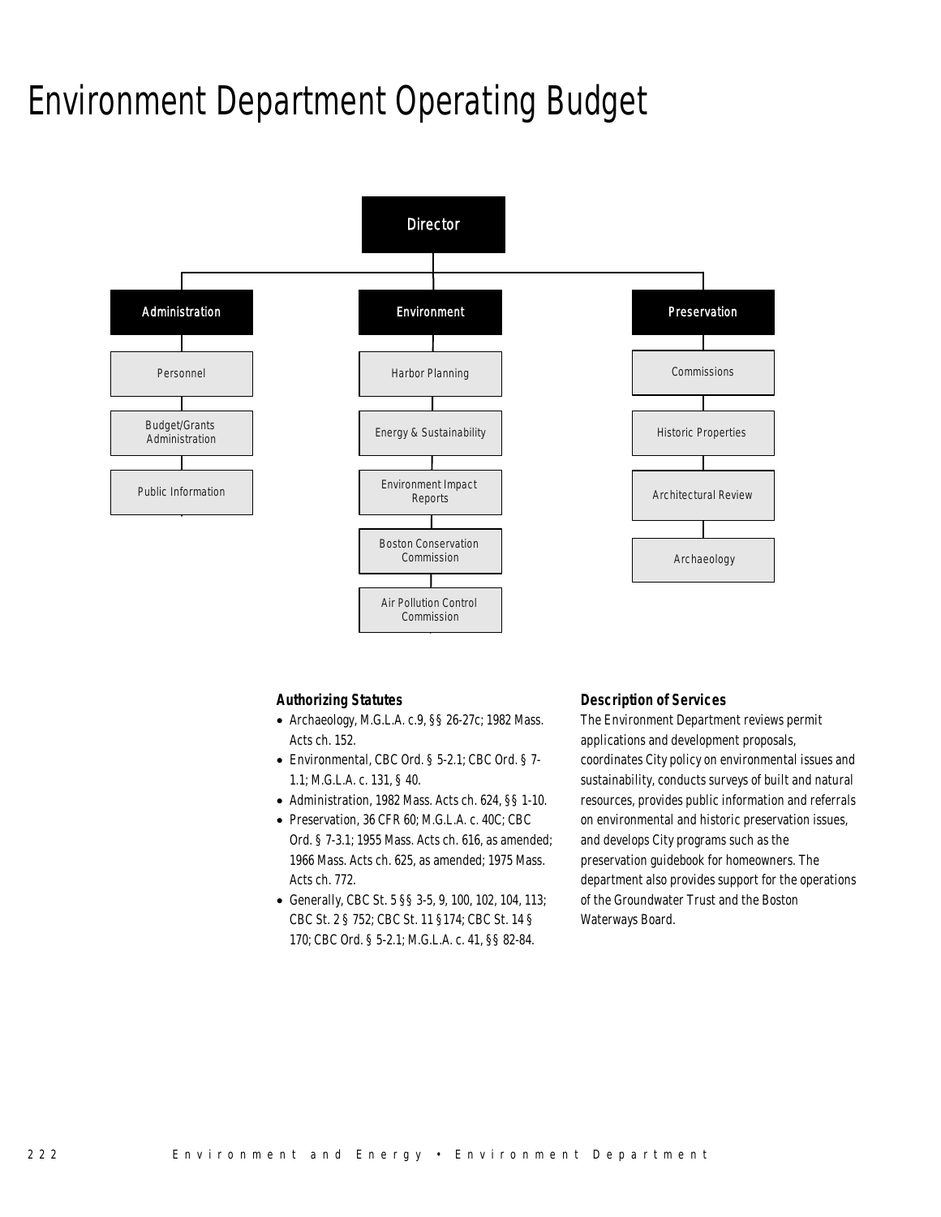# Environment Department Operating Budget

- Director
  - Administration
    - Personnel
    - Budget/Grants Administration
    - Public Information
  - Environment
    - Harbor Planning
    - Energy & Sustainability
    - Environment Impact Reports
    - Boston Conservation Commission
    - Air Pollution Control Commission
  - Preservation
    - Commissions
    - Historic Properties
    - Architectural Review
    - Archaeology

### Authorizing Statutes

- Archaeology, M.G.L.A. c.9, §§ 26-27c; 1982 Mass. Acts ch. 152.
- Environmental, CBC Ord. § 5-2.1; CBC Ord. § 7-1.1; M.G.L.A. c. 131, § 40.
- Administration, 1982 Mass. Acts ch. 624, §§ 1-10.
- Preservation, 36 CFR 60; M.G.L.A. c. 40C; CBC Ord. § 7-3.1; 1955 Mass. Acts ch. 616, as amended; 1966 Mass. Acts ch. 625, as amended; 1975 Mass. Acts ch. 772.
- Generally, CBC St. 5 §§ 3-5, 9, 100, 102, 104, 113; CBC St. 2 § 752; CBC St. 11 §174; CBC St. 14 § 170; CBC Ord. § 5-2.1; M.G.L.A. c. 41, §§ 82-84.

### Description of Services

The Environment Department reviews permit applications and development proposals, coordinates City policy on environmental issues and sustainability, conducts surveys of built and natural resources, provides public information and referrals on environmental and historic preservation issues, and develops City programs such as the preservation guidebook for homeowners. The department also provides support for the operations of the Groundwater Trust and the Boston Waterways Board.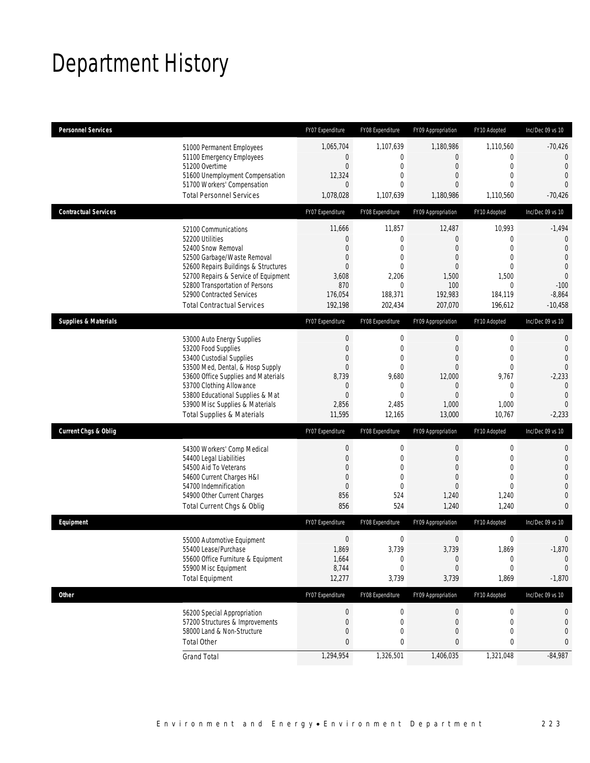# Department History

| Personnel Services | FY07 Expenditure | FY08 Expenditure | FY09 Appropriation | FY10 Adopted | Inc/Dec 09 vs 10 |
|---|---|---|---|---|---|
| 51000 Permanent Employees | 1,065,704 | 1,107,639 | 1,180,986 | 1,110,560 | -70,426 |
| 51100 Emergency Employees | 0 | 0 | 0 | 0 | 0 |
| 51200 Overtime | 0 | 0 | 0 | 0 | 0 |
| 51600 Unemployment Compensation | 12,324 | 0 | 0 | 0 | 0 |
| 51700 Workers' Compensation | 0 | 0 | 0 | 0 | 0 |
| Total Personnel Services | 1,078,028 | 1,107,639 | 1,180,986 | 1,110,560 | -70,426 |

| Contractual Services | FY07 Expenditure | FY08 Expenditure | FY09 Appropriation | FY10 Adopted | Inc/Dec 09 vs 10 |
|---|---|---|---|---|---|
| 52100 Communications | 11,666 | 11,857 | 12,487 | 10,993 | -1,494 |
| 52200 Utilities | 0 | 0 | 0 | 0 | 0 |
| 52400 Snow Removal | 0 | 0 | 0 | 0 | 0 |
| 52500 Garbage/Waste Removal | 0 | 0 | 0 | 0 | 0 |
| 52600 Repairs Buildings & Structures | 0 | 0 | 0 | 0 | 0 |
| 52700 Repairs & Service of Equipment | 3,608 | 2,206 | 1,500 | 1,500 | 0 |
| 52800 Transportation of Persons | 870 | 0 | 100 | 0 | -100 |
| 52900 Contracted Services | 176,054 | 188,371 | 192,983 | 184,119 | -8,864 |
| Total Contractual Services | 192,198 | 202,434 | 207,070 | 196,612 | -10,458 |

| Supplies & Materials | FY07 Expenditure | FY08 Expenditure | FY09 Appropriation | FY10 Adopted | Inc/Dec 09 vs 10 |
|---|---|---|---|---|---|
| 53000 Auto Energy Supplies | 0 | 0 | 0 | 0 | 0 |
| 53200 Food Supplies | 0 | 0 | 0 | 0 | 0 |
| 53400 Custodial Supplies | 0 | 0 | 0 | 0 | 0 |
| 53500 Med, Dental, & Hosp Supply | 0 | 0 | 0 | 0 | 0 |
| 53600 Office Supplies and Materials | 8,739 | 9,680 | 12,000 | 9,767 | -2,233 |
| 53700 Clothing Allowance | 0 | 0 | 0 | 0 | 0 |
| 53800 Educational Supplies & Mat | 0 | 0 | 0 | 0 | 0 |
| 53900 Misc Supplies & Materials | 2,856 | 2,485 | 1,000 | 1,000 | 0 |
| Total Supplies & Materials | 11,595 | 12,165 | 13,000 | 10,767 | -2,233 |

| Current Chgs & Oblig | FY07 Expenditure | FY08 Expenditure | FY09 Appropriation | FY10 Adopted | Inc/Dec 09 vs 10 |
|---|---|---|---|---|---|
| 54300 Workers' Comp Medical | 0 | 0 | 0 | 0 | 0 |
| 54400 Legal Liabilities | 0 | 0 | 0 | 0 | 0 |
| 54500 Aid To Veterans | 0 | 0 | 0 | 0 | 0 |
| 54600 Current Charges H&I | 0 | 0 | 0 | 0 | 0 |
| 54700 Indemnification | 0 | 0 | 0 | 0 | 0 |
| 54900 Other Current Charges | 856 | 524 | 1,240 | 1,240 | 0 |
| Total Current Chgs & Oblig | 856 | 524 | 1,240 | 1,240 | 0 |

| Equipment | FY07 Expenditure | FY08 Expenditure | FY09 Appropriation | FY10 Adopted | Inc/Dec 09 vs 10 |
|---|---|---|---|---|---|
| 55000 Automotive Equipment | 0 | 0 | 0 | 0 | 0 |
| 55400 Lease/Purchase | 1,869 | 3,739 | 3,739 | 1,869 | -1,870 |
| 55600 Office Furniture & Equipment | 1,664 | 0 | 0 | 0 | 0 |
| 55900 Misc Equipment | 8,744 | 0 | 0 | 0 | 0 |
| Total Equipment | 12,277 | 3,739 | 3,739 | 1,869 | -1,870 |

| Other | FY07 Expenditure | FY08 Expenditure | FY09 Appropriation | FY10 Adopted | Inc/Dec 09 vs 10 |
|---|---|---|---|---|---|
| 56200 Special Appropriation | 0 | 0 | 0 | 0 | 0 |
| 57200 Structures & Improvements | 0 | 0 | 0 | 0 | 0 |
| 58000 Land & Non-Structure | 0 | 0 | 0 | 0 | 0 |
| Total Other | 0 | 0 | 0 | 0 | 0 |
| Grand Total | 1,294,954 | 1,326,501 | 1,406,035 | 1,321,048 | -84,987 |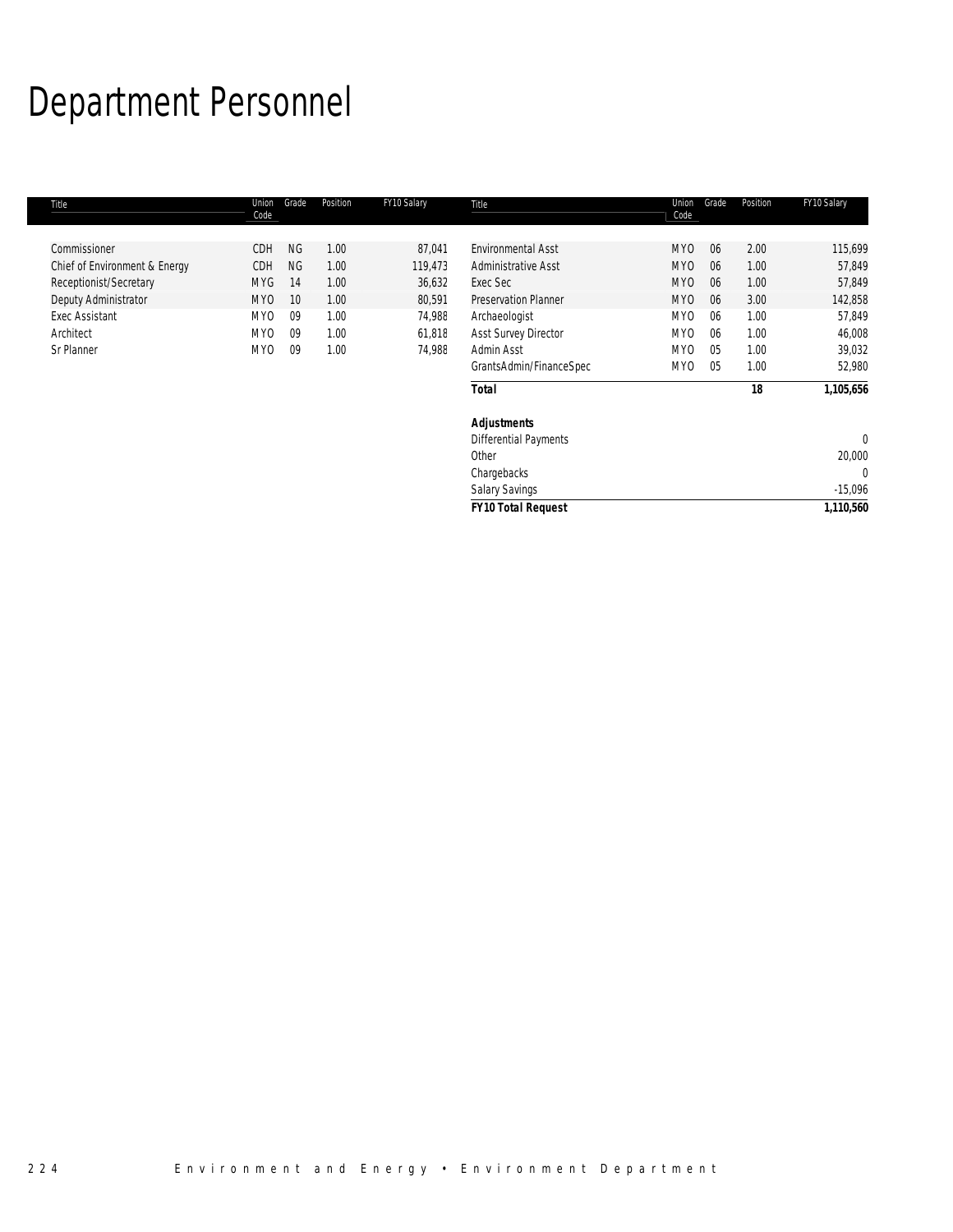# Department Personnel

| Title | Union Code | Grade | Position | FY10 Salary |
|---|---|---|---|---|
| Commissioner | CDH | NG | 1.00 | 87,041 |
| Chief of Environment & Energy | CDH | NG | 1.00 | 119,473 |
| Receptionist/Secretary | MYG | 14 | 1.00 | 36,632 |
| Deputy Administrator | MYO | 10 | 1.00 | 80,591 |
| Exec Assistant | MYO | 09 | 1.00 | 74,988 |
| Architect | MYO | 09 | 1.00 | 61,818 |
| Sr Planner | MYO | 09 | 1.00 | 74,988 |
| Environmental Asst | MYO | 06 | 2.00 | 115,699 |
| Administrative Asst | MYO | 06 | 1.00 | 57,849 |
| Exec Sec | MYO | 06 | 1.00 | 57,849 |
| Preservation Planner | MYO | 06 | 3.00 | 142,858 |
| Archaeologist | MYO | 06 | 1.00 | 57,849 |
| Asst Survey Director | MYO | 06 | 1.00 | 46,008 |
| Admin Asst | MYO | 05 | 1.00 | 39,032 |
| GrantsAdmin/FinanceSpec | MYO | 05 | 1.00 | 52,980 |
| ***Total*** | | | **18** | **1,105,656** |
| ***Adjustments*** | | | | |
| Differential Payments | | | | 0 |
| Other | | | | 20,000 |
| Chargebacks | | | | 0 |
| Salary Savings | | | | -15,096 |
| ***FY10 Total Request*** | | | | **1,110,560** |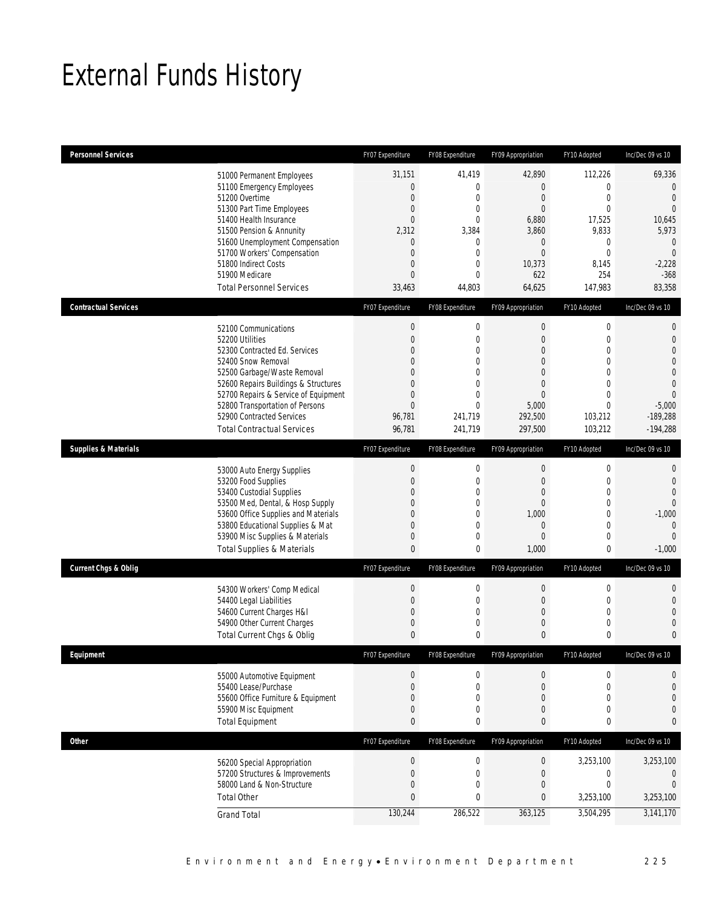# External Funds History

| Personnel Services | FY07 Expenditure | FY08 Expenditure | FY09 Appropriation | FY10 Adopted | Inc/Dec 09 vs 10 |
|---|---|---|---|---|---|
| 51000 Permanent Employees | 31,151 | 41,419 | 42,890 | 112,226 | 69,336 |
| 51100 Emergency Employees | 0 | 0 | 0 | 0 | 0 |
| 51200 Overtime | 0 | 0 | 0 | 0 | 0 |
| 51300 Part Time Employees | 0 | 0 | 0 | 0 | 0 |
| 51400 Health Insurance | 0 | 0 | 6,880 | 17,525 | 10,645 |
| 51500 Pension & Annunity | 2,312 | 3,384 | 3,860 | 9,833 | 5,973 |
| 51600 Unemployment Compensation | 0 | 0 | 0 | 0 | 0 |
| 51700 Workers' Compensation | 0 | 0 | 0 | 0 | 0 |
| 51800 Indirect Costs | 0 | 0 | 10,373 | 8,145 | -2,228 |
| 51900 Medicare | 0 | 0 | 622 | 254 | -368 |
| Total Personnel Services | 33,463 | 44,803 | 64,625 | 147,983 | 83,358 |

| Contractual Services | FY07 Expenditure | FY08 Expenditure | FY09 Appropriation | FY10 Adopted | Inc/Dec 09 vs 10 |
|---|---|---|---|---|---|
| 52100 Communications | 0 | 0 | 0 | 0 | 0 |
| 52200 Utilities | 0 | 0 | 0 | 0 | 0 |
| 52300 Contracted Ed. Services | 0 | 0 | 0 | 0 | 0 |
| 52400 Snow Removal | 0 | 0 | 0 | 0 | 0 |
| 52500 Garbage/Waste Removal | 0 | 0 | 0 | 0 | 0 |
| 52600 Repairs Buildings & Structures | 0 | 0 | 0 | 0 | 0 |
| 52700 Repairs & Service of Equipment | 0 | 0 | 0 | 0 | 0 |
| 52800 Transportation of Persons | 0 | 0 | 5,000 | 0 | -5,000 |
| 52900 Contracted Services | 96,781 | 241,719 | 292,500 | 103,212 | -189,288 |
| Total Contractual Services | 96,781 | 241,719 | 297,500 | 103,212 | -194,288 |

| Supplies & Materials | FY07 Expenditure | FY08 Expenditure | FY09 Appropriation | FY10 Adopted | Inc/Dec 09 vs 10 |
|---|---|---|---|---|---|
| 53000 Auto Energy Supplies | 0 | 0 | 0 | 0 | 0 |
| 53200 Food Supplies | 0 | 0 | 0 | 0 | 0 |
| 53400 Custodial Supplies | 0 | 0 | 0 | 0 | 0 |
| 53500 Med, Dental, & Hosp Supply | 0 | 0 | 0 | 0 | 0 |
| 53600 Office Supplies and Materials | 0 | 0 | 1,000 | 0 | -1,000 |
| 53800 Educational Supplies & Mat | 0 | 0 | 0 | 0 | 0 |
| 53900 Misc Supplies & Materials | 0 | 0 | 0 | 0 | 0 |
| Total Supplies & Materials | 0 | 0 | 1,000 | 0 | -1,000 |

| Current Chgs & Oblig | FY07 Expenditure | FY08 Expenditure | FY09 Appropriation | FY10 Adopted | Inc/Dec 09 vs 10 |
|---|---|---|---|---|---|
| 54300 Workers' Comp Medical | 0 | 0 | 0 | 0 | 0 |
| 54400 Legal Liabilities | 0 | 0 | 0 | 0 | 0 |
| 54600 Current Charges H&I | 0 | 0 | 0 | 0 | 0 |
| 54900 Other Current Charges | 0 | 0 | 0 | 0 | 0 |
| Total Current Chgs & Oblig | 0 | 0 | 0 | 0 | 0 |

| Equipment | FY07 Expenditure | FY08 Expenditure | FY09 Appropriation | FY10 Adopted | Inc/Dec 09 vs 10 |
|---|---|---|---|---|---|
| 55000 Automotive Equipment | 0 | 0 | 0 | 0 | 0 |
| 55400 Lease/Purchase | 0 | 0 | 0 | 0 | 0 |
| 55600 Office Furniture & Equipment | 0 | 0 | 0 | 0 | 0 |
| 55900 Misc Equipment | 0 | 0 | 0 | 0 | 0 |
| Total Equipment | 0 | 0 | 0 | 0 | 0 |

| Other | FY07 Expenditure | FY08 Expenditure | FY09 Appropriation | FY10 Adopted | Inc/Dec 09 vs 10 |
|---|---|---|---|---|---|
| 56200 Special Appropriation | 0 | 0 | 0 | 3,253,100 | 3,253,100 |
| 57200 Structures & Improvements | 0 | 0 | 0 | 0 | 0 |
| 58000 Land & Non-Structure | 0 | 0 | 0 | 0 | 0 |
| Total Other | 0 | 0 | 0 | 3,253,100 | 3,253,100 |
| Grand Total | 130,244 | 286,522 | 363,125 | 3,504,295 | 3,141,170 |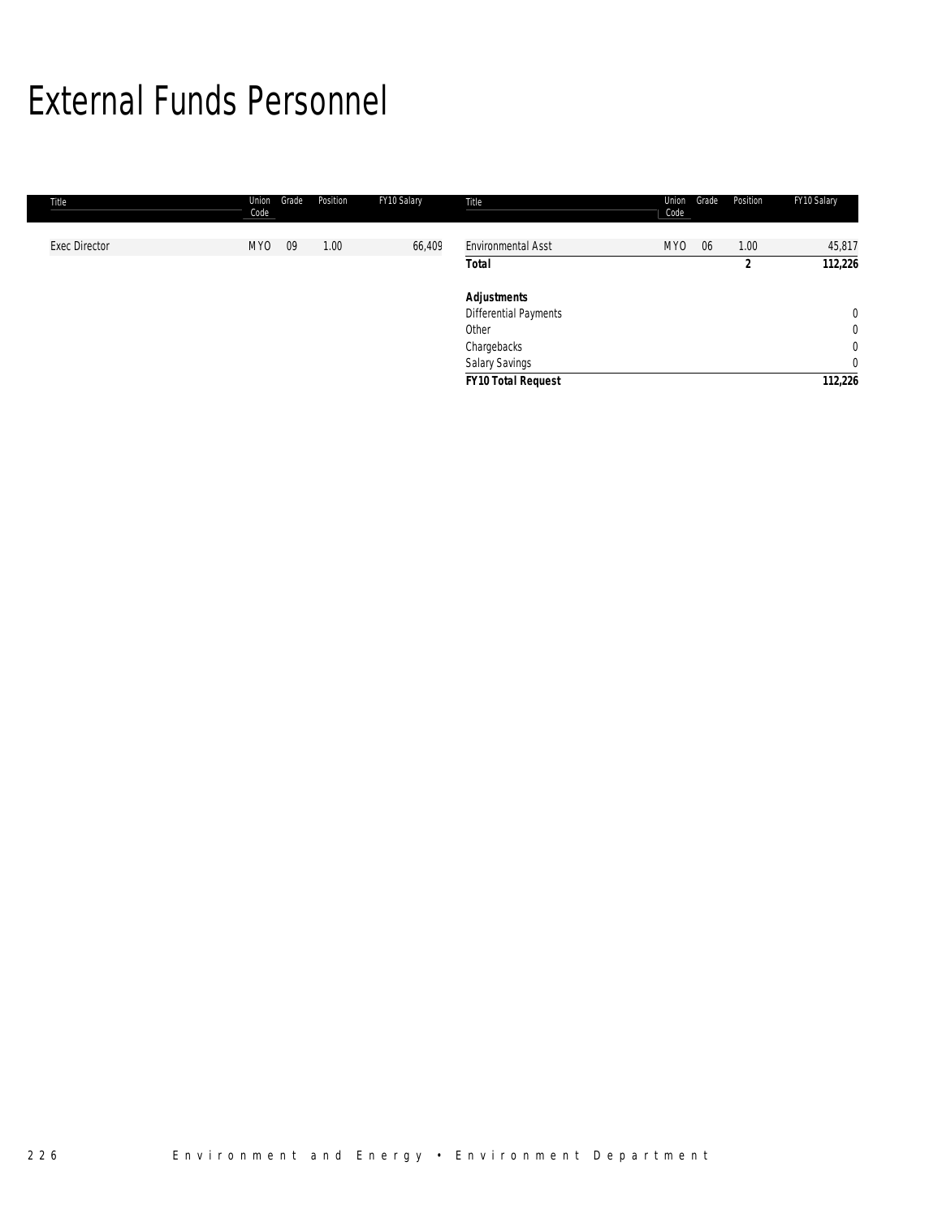# External Funds Personnel

| Title | Union Code | Grade | Position | FY10 Salary | Title | Union Code | Grade | Position | FY10 Salary |
|---|---|---|---|---|---|---|---|---|---|
| Exec Director | MYO | 09 | 1.00 | 66,409 | Environmental Asst | MYO | 06 | 1.00 | 45,817 |
| | | | | | **Total** | | | **2** | **112,226** |
| | | | | | | | | | |
| | | | | | ***Adjustments*** | | | | |
| | | | | | Differential Payments | | | | 0 |
| | | | | | Other | | | | 0 |
| | | | | | Chargebacks | | | | 0 |
| | | | | | Salary Savings | | | | 0 |
| | | | | | ***FY10 Total Request*** | | | | ***112,226*** |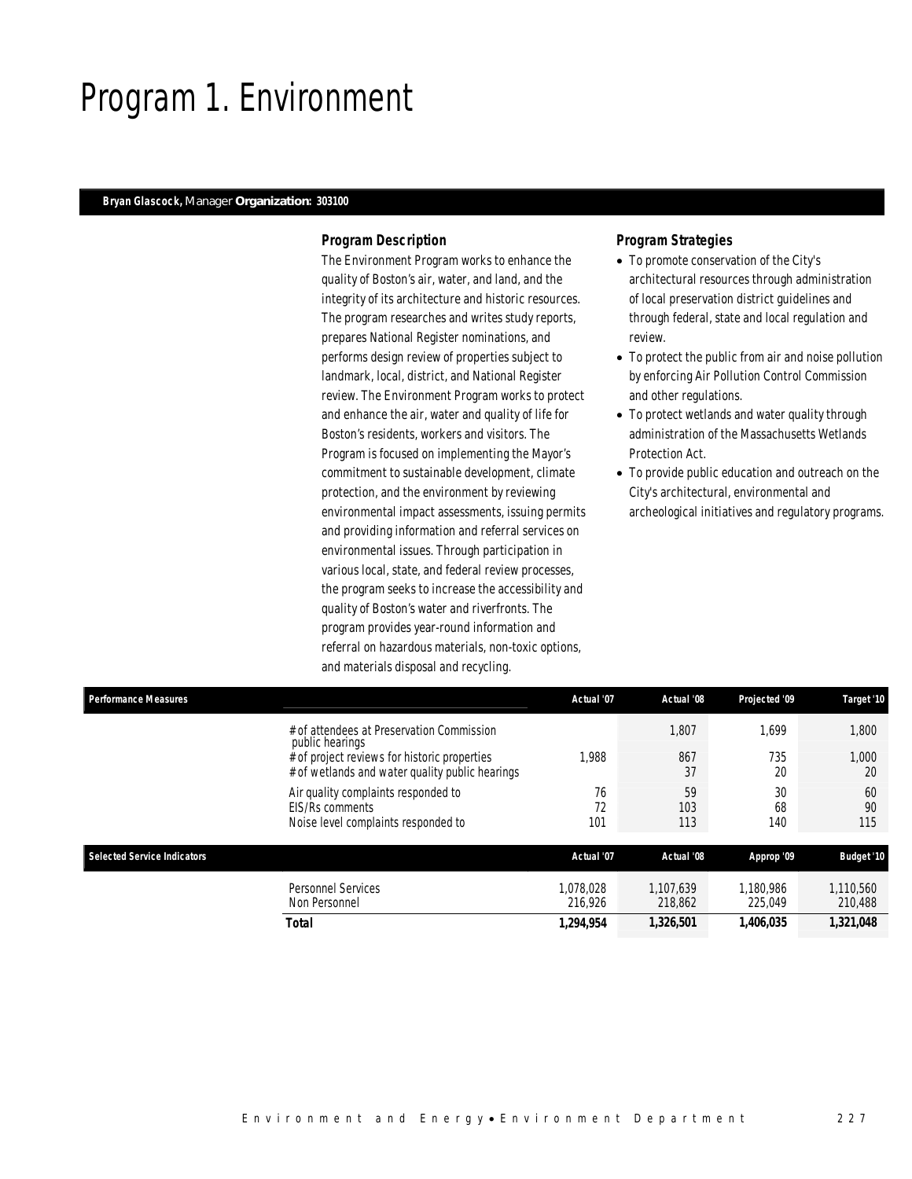# Program 1. Environment

**Bryan Glascock,** Manager **Organization: 303100**

### *Program Description*

The Environment Program works to enhance the quality of Boston's air, water, and land, and the integrity of its architecture and historic resources. The program researches and writes study reports, prepares National Register nominations, and performs design review of properties subject to landmark, local, district, and National Register review. The Environment Program works to protect and enhance the air, water and quality of life for Boston's residents, workers and visitors. The Program is focused on implementing the Mayor's commitment to sustainable development, climate protection, and the environment by reviewing environmental impact assessments, issuing permits and providing information and referral services on environmental issues. Through participation in various local, state, and federal review processes, the program seeks to increase the accessibility and quality of Boston's water and riverfronts. The program provides year-round information and referral on hazardous materials, non-toxic options, and materials disposal and recycling.

### *Program Strategies*

- To promote conservation of the City's architectural resources through administration of local preservation district guidelines and through federal, state and local regulation and review.
- To protect the public from air and noise pollution by enforcing Air Pollution Control Commission and other regulations.
- To protect wetlands and water quality through administration of the Massachusetts Wetlands Protection Act.
- To provide public education and outreach on the City's architectural, environmental and archeological initiatives and regulatory programs.

| Performance Measures | Actual '07 | Actual '08 | Projected '09 | Target '10 |
|---|---|---|---|---|
| # of attendees at Preservation Commission public hearings | | 1,807 | 1,699 | 1,800 |
| # of project reviews for historic properties | 1,988 | 867 | 735 | 1,000 |
| # of wetlands and water quality public hearings | | 37 | 20 | 20 |
| Air quality complaints responded to | 76 | 59 | 30 | 60 |
| EIS/Rs comments | 72 | 103 | 68 | 90 |
| Noise level complaints responded to | 101 | 113 | 140 | 115 |

| Selected Service Indicators | Actual '07 | Actual '08 | Approp '09 | Budget '10 |
|---|---|---|---|---|
| Personnel Services | 1,078,028 | 1,107,639 | 1,180,986 | 1,110,560 |
| Non Personnel | 216,926 | 218,862 | 225,049 | 210,488 |
| **Total** | **1,294,954** | **1,326,501** | **1,406,035** | **1,321,048** |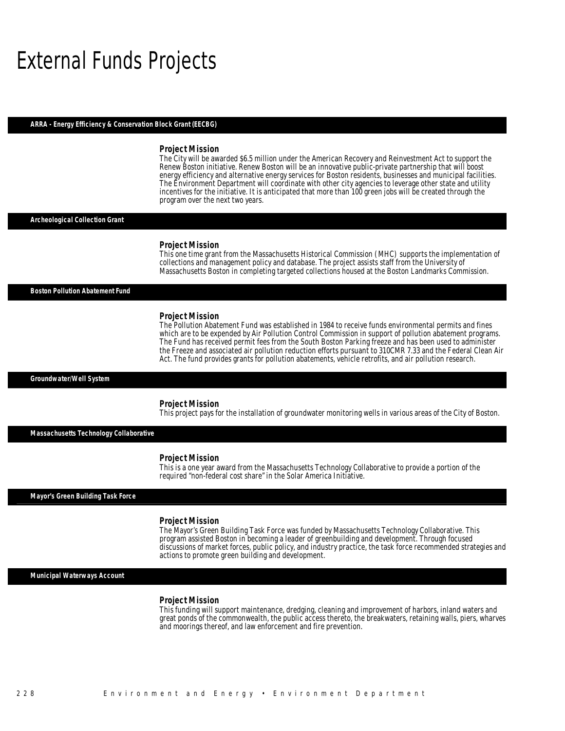# External Funds Projects

### ARRA - Energy Efficiency & Conservation Block Grant (EECBG)

**Project Mission**

The City will be awarded $6.5 million under the American Recovery and Reinvestment Act to support the Renew Boston initiative. Renew Boston will be an innovative public-private partnership that will boost energy efficiency and alternative energy services for Boston residents, businesses and municipal facilities. The Environment Department will coordinate with other city agencies to leverage other state and utility incentives for the initiative. It is anticipated that more than 100 green jobs will be created through the program over the next two years.

### Archeological Collection Grant

**Project Mission**

This one time grant from the Massachusetts Historical Commission (MHC) supports the implementation of collections and management policy and database. The project assists staff from the University of Massachusetts Boston in completing targeted collections housed at the Boston Landmarks Commission.

### Boston Pollution Abatement Fund

**Project Mission**

The Pollution Abatement Fund was established in 1984 to receive funds environmental permits and fines which are to be expended by Air Pollution Control Commission in support of pollution abatement programs. The Fund has received permit fees from the South Boston Parking freeze and has been used to administer the Freeze and associated air pollution reduction efforts pursuant to 310CMR 7.33 and the Federal Clean Air Act. The fund provides grants for pollution abatements, vehicle retrofits, and air pollution research.

### Groundwater/Well System

**Project Mission**

This project pays for the installation of groundwater monitoring wells in various areas of the City of Boston.

### Massachusetts Technology Collaborative

**Project Mission**

This is a one year award from the Massachusetts Technology Collaborative to provide a portion of the required "non-federal cost share" in the Solar America Initiative.

### Mayor's Green Building Task Force

**Project Mission**

The Mayor's Green Building Task Force was funded by Massachusetts Technology Collaborative. This program assisted Boston in becoming a leader of greenbuilding and development. Through focused discussions of market forces, public policy, and industry practice, the task force recommended strategies and actions to promote green building and development.

### Municipal Waterways Account

**Project Mission**

This funding will support maintenance, dredging, cleaning and improvement of harbors, inland waters and great ponds of the commonwealth, the public access thereto, the breakwaters, retaining walls, piers, wharves and moorings thereof, and law enforcement and fire prevention.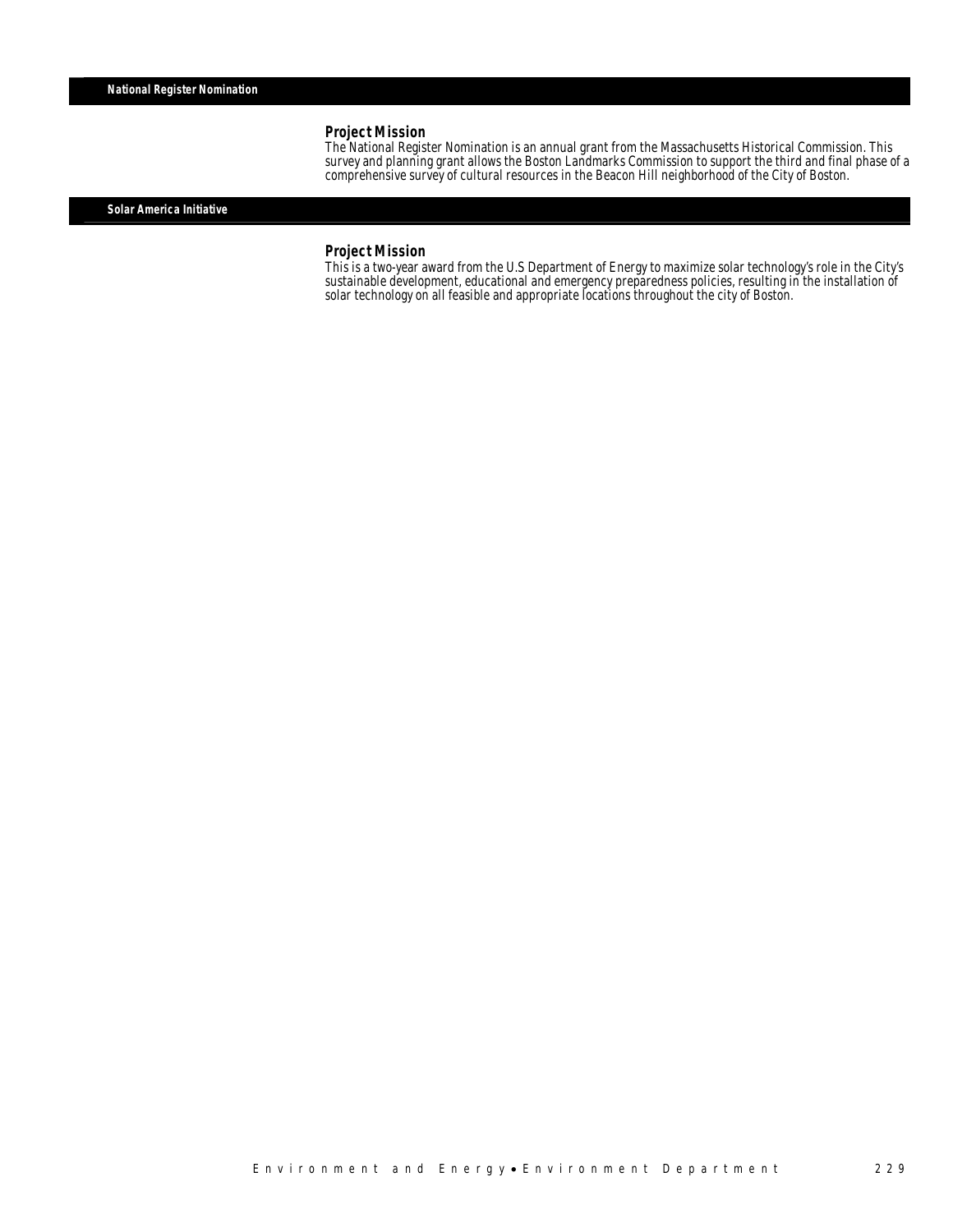## National Register Nomination

### Project Mission

The National Register Nomination is an annual grant from the Massachusetts Historical Commission. This survey and planning grant allows the Boston Landmarks Commission to support the third and final phase of a comprehensive survey of cultural resources in the Beacon Hill neighborhood of the City of Boston.

## Solar America Initiative

### Project Mission

This is a two-year award from the U.S Department of Energy to maximize solar technology's role in the City's sustainable development, educational and emergency preparedness policies, resulting in the installation of solar technology on all feasible and appropriate locations throughout the city of Boston.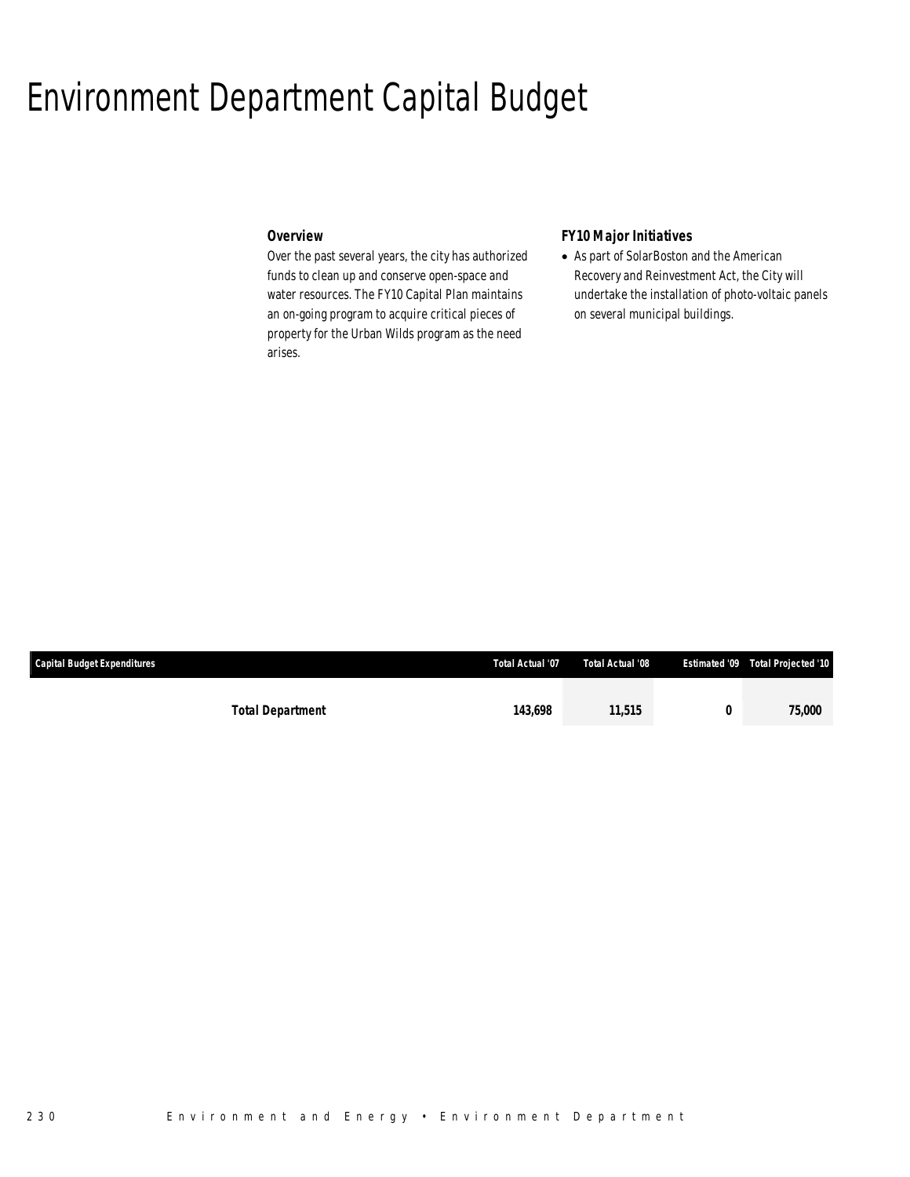# Environment Department Capital Budget

### Overview

Over the past several years, the city has authorized funds to clean up and conserve open-space and water resources. The FY10 Capital Plan maintains an on-going program to acquire critical pieces of property for the Urban Wilds program as the need arises.

### FY10 Major Initiatives

- As part of SolarBoston and the American Recovery and Reinvestment Act, the City will undertake the installation of photo-voltaic panels on several municipal buildings.

| Capital Budget Expenditures | Total Actual '07 | Total Actual '08 | Estimated '09 | Total Projected '10 |
|---|---|---|---|---|
| **Total Department** | **143,698** | **11,515** | **0** | **75,000** |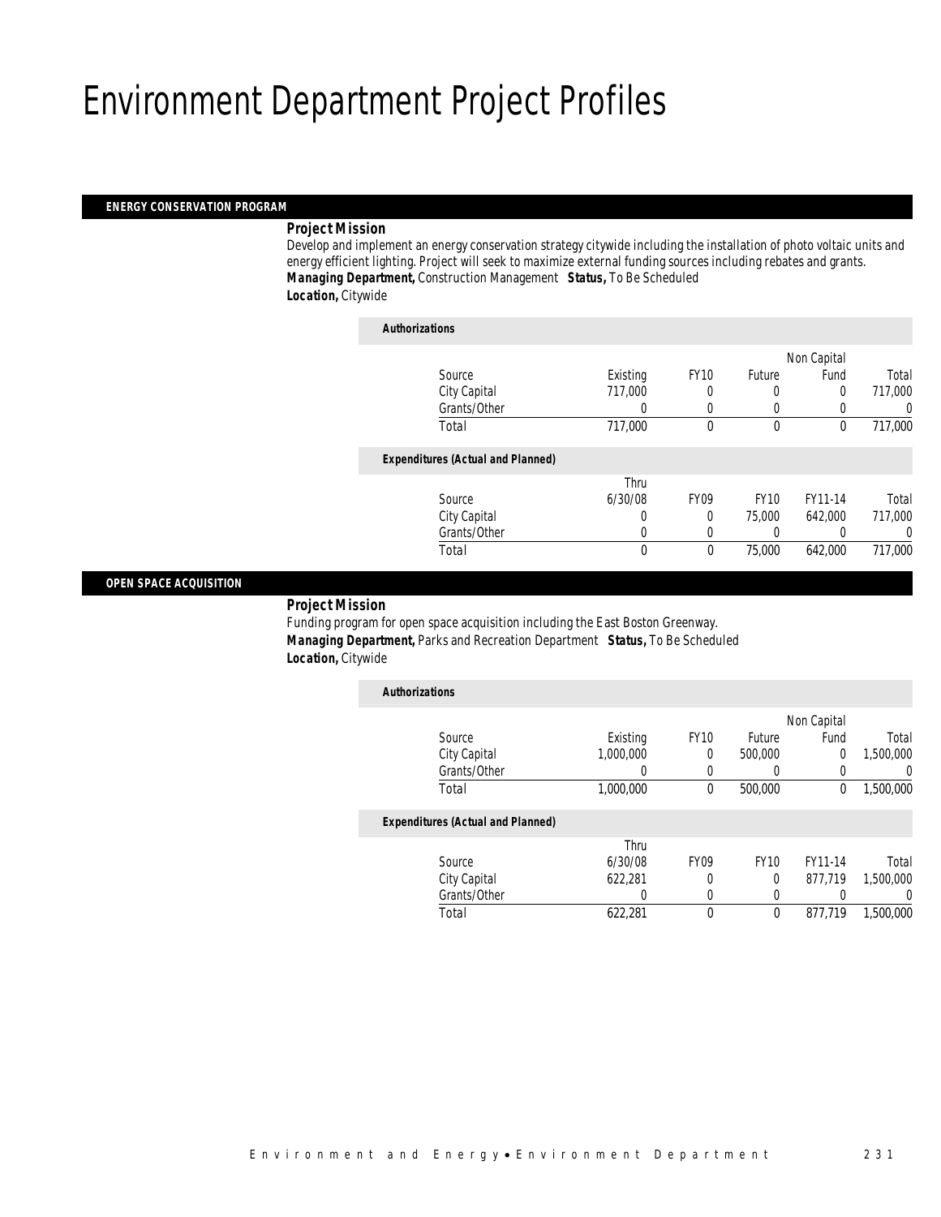# Environment Department Project Profiles

## ENERGY CONSERVATION PROGRAM

***Project Mission***

Develop and implement an energy conservation strategy citywide including the installation of photo voltaic units and energy efficient lighting. Project will seek to maximize external funding sources including rebates and grants.

***Managing Department,*** Construction Management ***Status,*** To Be Scheduled

***Location,*** Citywide

***Authorizations***

| Source | Existing | FY10 | Future | Non Capital Fund | Total |
|---|---|---|---|---|---|
| City Capital | 717,000 | 0 | 0 | 0 | 717,000 |
| Grants/Other | 0 | 0 | 0 | 0 | 0 |
| Total | 717,000 | 0 | 0 | 0 | 717,000 |

***Expenditures (Actual and Planned)***

| Source | Thru 6/30/08 | FY09 | FY10 | FY11-14 | Total |
|---|---|---|---|---|---|
| City Capital | 0 | 0 | 75,000 | 642,000 | 717,000 |
| Grants/Other | 0 | 0 | 0 | 0 | 0 |
| Total | 0 | 0 | 75,000 | 642,000 | 717,000 |

## OPEN SPACE ACQUISITION

***Project Mission***

Funding program for open space acquisition including the East Boston Greenway.

***Managing Department,*** Parks and Recreation Department ***Status,*** To Be Scheduled

***Location,*** Citywide

***Authorizations***

| Source | Existing | FY10 | Future | Non Capital Fund | Total |
|---|---|---|---|---|---|
| City Capital | 1,000,000 | 0 | 500,000 | 0 | 1,500,000 |
| Grants/Other | 0 | 0 | 0 | 0 | 0 |
| Total | 1,000,000 | 0 | 500,000 | 0 | 1,500,000 |

***Expenditures (Actual and Planned)***

| Source | Thru 6/30/08 | FY09 | FY10 | FY11-14 | Total |
|---|---|---|---|---|---|
| City Capital | 622,281 | 0 | 0 | 877,719 | 1,500,000 |
| Grants/Other | 0 | 0 | 0 | 0 | 0 |
| Total | 622,281 | 0 | 0 | 877,719 | 1,500,000 |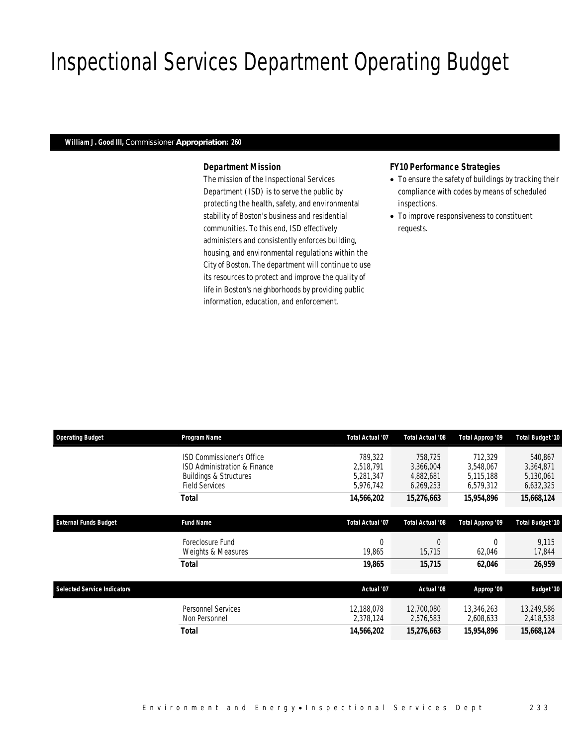# Inspectional Services Department Operating Budget

**William J. Good III,** Commissioner **Appropriation: 260**

### *Department Mission*

*The mission of the Inspectional Services Department (ISD) is to serve the public by protecting the health, safety, and environmental stability of Boston's business and residential communities. To this end, ISD effectively administers and consistently enforces building, housing, and environmental regulations within the City of Boston. The department will continue to use its resources to protect and improve the quality of life in Boston's neighborhoods by providing public information, education, and enforcement.*

### *FY10 Performance Strategies*

- *To ensure the safety of buildings by tracking their compliance with codes by means of scheduled inspections.*
- *To improve responsiveness to constituent requests.*

| Operating Budget | Program Name | Total Actual '07 | Total Actual '08 | Total Approp '09 | Total Budget '10 |
|---|---|---|---|---|---|
| | ISD Commissioner's Office | 789,322 | 758,725 | 712,329 | 540,867 |
| | ISD Administration & Finance | 2,518,791 | 3,366,004 | 3,548,067 | 3,364,871 |
| | Buildings & Structures | 5,281,347 | 4,882,681 | 5,115,188 | 5,130,061 |
| | Field Services | 5,976,742 | 6,269,253 | 6,579,312 | 6,632,325 |
| | **Total** | **14,566,202** | **15,276,663** | **15,954,896** | **15,668,124** |

| External Funds Budget | Fund Name | Total Actual '07 | Total Actual '08 | Total Approp '09 | Total Budget '10 |
|---|---|---|---|---|---|
| | Foreclosure Fund | 0 | 0 | 0 | 9,115 |
| | Weights & Measures | 19,865 | 15,715 | 62,046 | 17,844 |
| | **Total** | **19,865** | **15,715** | **62,046** | **26,959** |

| Selected Service Indicators | | Actual '07 | Actual '08 | Approp '09 | Budget '10 |
|---|---|---|---|---|---|
| | Personnel Services | 12,188,078 | 12,700,080 | 13,346,263 | 13,249,586 |
| | Non Personnel | 2,378,124 | 2,576,583 | 2,608,633 | 2,418,538 |
| | **Total** | **14,566,202** | **15,276,663** | **15,954,896** | **15,668,124** |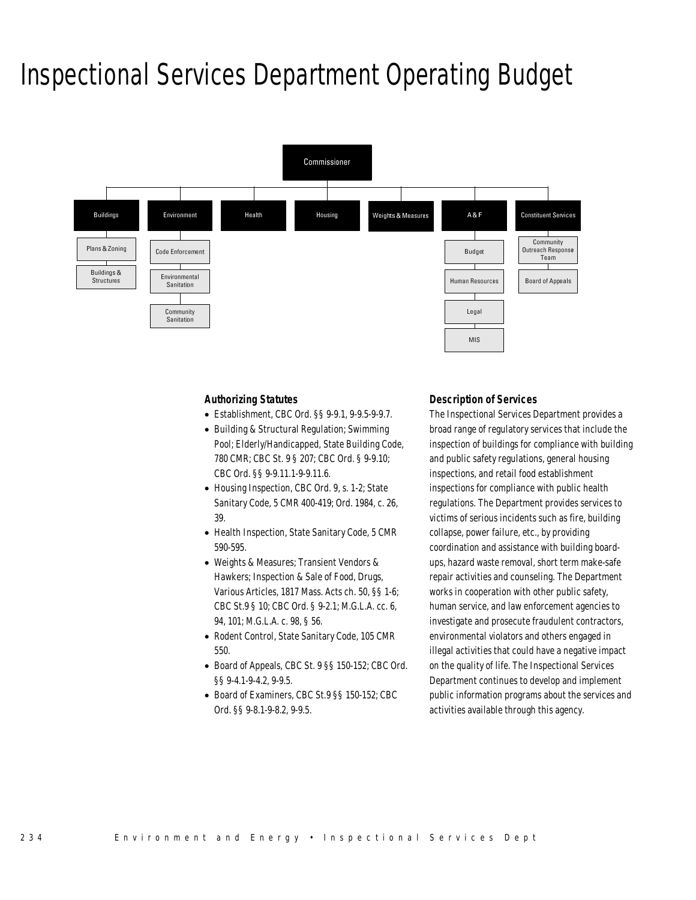# Inspectional Services Department Operating Budget

- Commissioner
  - Buildings
    - Plans & Zoning
    - Buildings & Structures
  - Environment
    - Code Enforcement
    - Environmental Sanitation
    - Community Sanitation
  - Health
  - Housing
  - Weights & Measures
  - A & F
    - Budget
    - Human Resources
    - Legal
    - MIS
  - Constituent Services
    - Community Outreach Response Team
    - Board of Appeals

### Authorizing Statutes

- Establishment, CBC Ord. §§ 9-9.1, 9-9.5-9-9.7.
- Building & Structural Regulation; Swimming Pool; Elderly/Handicapped, State Building Code, 780 CMR; CBC St. 9 § 207; CBC Ord. § 9-9.10; CBC Ord. §§ 9-9.11.1-9-9.11.6.
- Housing Inspection, CBC Ord. 9, s. 1-2; State Sanitary Code, 5 CMR 400-419; Ord. 1984, c. 26, 39.
- Health Inspection, State Sanitary Code, 5 CMR 590-595.
- Weights & Measures; Transient Vendors & Hawkers; Inspection & Sale of Food, Drugs, Various Articles, 1817 Mass. Acts ch. 50, §§ 1-6; CBC St.9 § 10; CBC Ord. § 9-2.1; M.G.L.A. cc. 6, 94, 101; M.G.L.A. c. 98, § 56.
- Rodent Control, State Sanitary Code, 105 CMR 550.
- Board of Appeals, CBC St. 9 §§ 150-152; CBC Ord. §§ 9-4.1-9-4.2, 9-9.5.
- Board of Examiners, CBC St.9 §§ 150-152; CBC Ord. §§ 9-8.1-9-8.2, 9-9.5.

### Description of Services

The Inspectional Services Department provides a broad range of regulatory services that include the inspection of buildings for compliance with building and public safety regulations, general housing inspections, and retail food establishment inspections for compliance with public health regulations. The Department provides services to victims of serious incidents such as fire, building collapse, power failure, etc., by providing coordination and assistance with building board-ups, hazard waste removal, short term make-safe repair activities and counseling. The Department works in cooperation with other public safety, human service, and law enforcement agencies to investigate and prosecute fraudulent contractors, environmental violators and others engaged in illegal activities that could have a negative impact on the quality of life. The Inspectional Services Department continues to develop and implement public information programs about the services and activities available through this agency.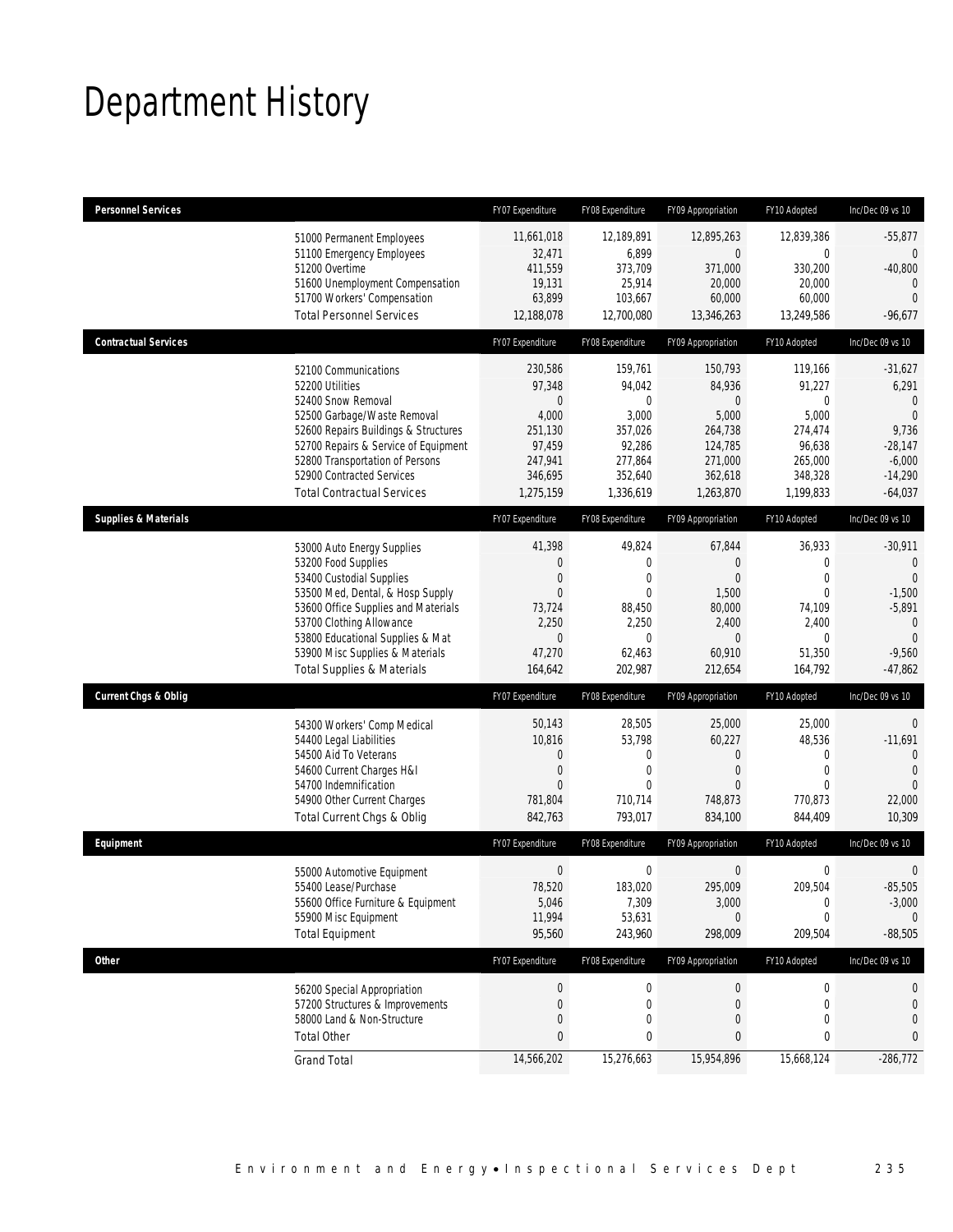# Department History

| Personnel Services | FY07 Expenditure | FY08 Expenditure | FY09 Appropriation | FY10 Adopted | Inc/Dec 09 vs 10 |
|---|---|---|---|---|---|
| 51000 Permanent Employees | 11,661,018 | 12,189,891 | 12,895,263 | 12,839,386 | -55,877 |
| 51100 Emergency Employees | 32,471 | 6,899 | 0 | 0 | 0 |
| 51200 Overtime | 411,559 | 373,709 | 371,000 | 330,200 | -40,800 |
| 51600 Unemployment Compensation | 19,131 | 25,914 | 20,000 | 20,000 | 0 |
| 51700 Workers' Compensation | 63,899 | 103,667 | 60,000 | 60,000 | 0 |
| Total Personnel Services | 12,188,078 | 12,700,080 | 13,346,263 | 13,249,586 | -96,677 |

| Contractual Services | FY07 Expenditure | FY08 Expenditure | FY09 Appropriation | FY10 Adopted | Inc/Dec 09 vs 10 |
|---|---|---|---|---|---|
| 52100 Communications | 230,586 | 159,761 | 150,793 | 119,166 | -31,627 |
| 52200 Utilities | 97,348 | 94,042 | 84,936 | 91,227 | 6,291 |
| 52400 Snow Removal | 0 | 0 | 0 | 0 | 0 |
| 52500 Garbage/Waste Removal | 4,000 | 3,000 | 5,000 | 5,000 | 0 |
| 52600 Repairs Buildings & Structures | 251,130 | 357,026 | 264,738 | 274,474 | 9,736 |
| 52700 Repairs & Service of Equipment | 97,459 | 92,286 | 124,785 | 96,638 | -28,147 |
| 52800 Transportation of Persons | 247,941 | 277,864 | 271,000 | 265,000 | -6,000 |
| 52900 Contracted Services | 346,695 | 352,640 | 362,618 | 348,328 | -14,290 |
| Total Contractual Services | 1,275,159 | 1,336,619 | 1,263,870 | 1,199,833 | -64,037 |

| Supplies & Materials | FY07 Expenditure | FY08 Expenditure | FY09 Appropriation | FY10 Adopted | Inc/Dec 09 vs 10 |
|---|---|---|---|---|---|
| 53000 Auto Energy Supplies | 41,398 | 49,824 | 67,844 | 36,933 | -30,911 |
| 53200 Food Supplies | 0 | 0 | 0 | 0 | 0 |
| 53400 Custodial Supplies | 0 | 0 | 0 | 0 | 0 |
| 53500 Med, Dental, & Hosp Supply | 0 | 0 | 1,500 | 0 | -1,500 |
| 53600 Office Supplies and Materials | 73,724 | 88,450 | 80,000 | 74,109 | -5,891 |
| 53700 Clothing Allowance | 2,250 | 2,250 | 2,400 | 2,400 | 0 |
| 53800 Educational Supplies & Mat | 0 | 0 | 0 | 0 | 0 |
| 53900 Misc Supplies & Materials | 47,270 | 62,463 | 60,910 | 51,350 | -9,560 |
| Total Supplies & Materials | 164,642 | 202,987 | 212,654 | 164,792 | -47,862 |

| Current Chgs & Oblig | FY07 Expenditure | FY08 Expenditure | FY09 Appropriation | FY10 Adopted | Inc/Dec 09 vs 10 |
|---|---|---|---|---|---|
| 54300 Workers' Comp Medical | 50,143 | 28,505 | 25,000 | 25,000 | 0 |
| 54400 Legal Liabilities | 10,816 | 53,798 | 60,227 | 48,536 | -11,691 |
| 54500 Aid To Veterans | 0 | 0 | 0 | 0 | 0 |
| 54600 Current Charges H&I | 0 | 0 | 0 | 0 | 0 |
| 54700 Indemnification | 0 | 0 | 0 | 0 | 0 |
| 54900 Other Current Charges | 781,804 | 710,714 | 748,873 | 770,873 | 22,000 |
| Total Current Chgs & Oblig | 842,763 | 793,017 | 834,100 | 844,409 | 10,309 |

| Equipment | FY07 Expenditure | FY08 Expenditure | FY09 Appropriation | FY10 Adopted | Inc/Dec 09 vs 10 |
|---|---|---|---|---|---|
| 55000 Automotive Equipment | 0 | 0 | 0 | 0 | 0 |
| 55400 Lease/Purchase | 78,520 | 183,020 | 295,009 | 209,504 | -85,505 |
| 55600 Office Furniture & Equipment | 5,046 | 7,309 | 3,000 | 0 | -3,000 |
| 55900 Misc Equipment | 11,994 | 53,631 | 0 | 0 | 0 |
| Total Equipment | 95,560 | 243,960 | 298,009 | 209,504 | -88,505 |

| Other | FY07 Expenditure | FY08 Expenditure | FY09 Appropriation | FY10 Adopted | Inc/Dec 09 vs 10 |
|---|---|---|---|---|---|
| 56200 Special Appropriation | 0 | 0 | 0 | 0 | 0 |
| 57200 Structures & Improvements | 0 | 0 | 0 | 0 | 0 |
| 58000 Land & Non-Structure | 0 | 0 | 0 | 0 | 0 |
| Total Other | 0 | 0 | 0 | 0 | 0 |
| Grand Total | 14,566,202 | 15,276,663 | 15,954,896 | 15,668,124 | -286,772 |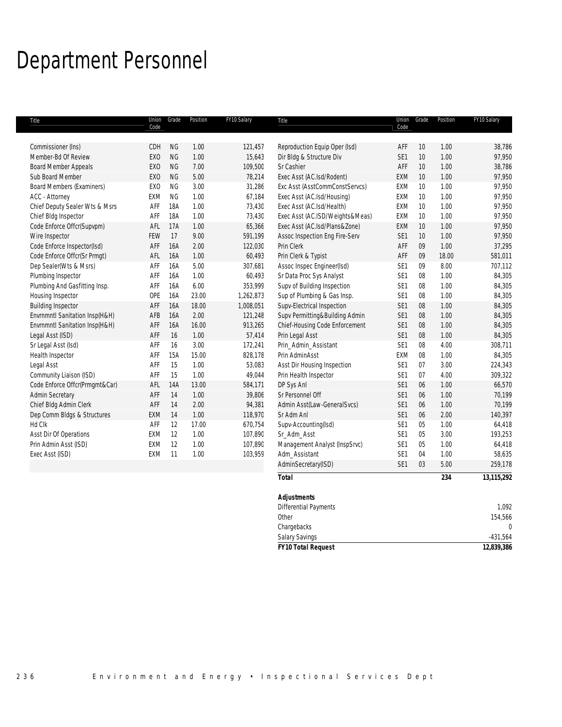# Department Personnel

| Title | Union Code | Grade | Position | FY10 Salary |
|---|---|---|---|---|
| Commissioner (Ins) | CDH | NG | 1.00 | 121,457 |
| Member-Bd Of Review | EXO | NG | 1.00 | 15,643 |
| Board Member Appeals | EXO | NG | 7.00 | 109,500 |
| Sub Board Member | EXO | NG | 5.00 | 78,214 |
| Board Members (Examiners) | EXO | NG | 3.00 | 31,286 |
| ACC - Attorney | EXM | NG | 1.00 | 67,184 |
| Chief Deputy Sealer Wts & Msrs | AFF | 18A | 1.00 | 73,430 |
| Chief Bldg Inspector | AFF | 18A | 1.00 | 73,430 |
| Code Enforce Offcr(Supvpm) | AFL | 17A | 1.00 | 65,366 |
| Wire Inspector | FEW | 17 | 9.00 | 591,199 |
| Code Enforce Inspector(Isd) | AFF | 16A | 2.00 | 122,030 |
| Code Enforce Offcr(Sr Prmgt) | AFL | 16A | 1.00 | 60,493 |
| Dep Sealer(Wts & Msrs) | AFF | 16A | 5.00 | 307,681 |
| Plumbing Inspector | AFF | 16A | 1.00 | 60,493 |
| Plumbing And Gasfitting Insp. | AFF | 16A | 6.00 | 353,999 |
| Housing Inspector | OPE | 16A | 23.00 | 1,262,873 |
| Building Inspector | AFF | 16A | 18.00 | 1,008,051 |
| Envrnmntl Sanitation Insp(H&H) | AFB | 16A | 2.00 | 121,248 |
| Envrnmntl Sanitation Insp(H&H) | AFF | 16A | 16.00 | 913,265 |
| Legal Asst (ISD) | AFF | 16 | 1.00 | 57,414 |
| Sr Legal Asst (Isd) | AFF | 16 | 3.00 | 172,241 |
| Health Inspector | AFF | 15A | 15.00 | 828,178 |
| Legal Asst | AFF | 15 | 1.00 | 53,083 |
| Community Liaison (ISD) | AFF | 15 | 1.00 | 49,044 |
| Code Enforce Offcr(Prmgmt&Car) | AFL | 14A | 13.00 | 584,171 |
| Admin Secretary | AFF | 14 | 1.00 | 39,806 |
| Chief Bldg Admin Clerk | AFF | 14 | 2.00 | 94,381 |
| Dep Comm Bldgs & Structures | EXM | 14 | 1.00 | 118,970 |
| Hd Clk | AFF | 12 | 17.00 | 670,754 |
| Asst Dir Of Operations | EXM | 12 | 1.00 | 107,890 |
| Prin Admin Asst (ISD) | EXM | 12 | 1.00 | 107,890 |
| Exec Asst (ISD) | EXM | 11 | 1.00 | 103,959 |
| Reproduction Equip Oper (Isd) | AFF | 10 | 1.00 | 38,786 |
| Dir Bldg & Structure Div | SE1 | 10 | 1.00 | 97,950 |
| Sr Cashier | AFF | 10 | 1.00 | 38,786 |
| Exec Asst (AC.Isd/Rodent) | EXM | 10 | 1.00 | 97,950 |
| Exc Asst (AsstCommConstServcs) | EXM | 10 | 1.00 | 97,950 |
| Exec Asst (AC.Isd/Housing) | EXM | 10 | 1.00 | 97,950 |
| Exec Asst (AC.Isd/Health) | EXM | 10 | 1.00 | 97,950 |
| Exec Asst (AC.ISD/Weights&Meas) | EXM | 10 | 1.00 | 97,950 |
| Exec Asst (AC.Isd/Plans&Zone) | EXM | 10 | 1.00 | 97,950 |
| Assoc Inspection Eng Fire-Serv | SE1 | 10 | 1.00 | 97,950 |
| Prin Clerk | AFF | 09 | 1.00 | 37,295 |
| Prin Clerk & Typist | AFF | 09 | 18.00 | 581,011 |
| Assoc Inspec Engineer(Isd) | SE1 | 09 | 8.00 | 707,112 |
| Sr Data Proc Sys Analyst | SE1 | 08 | 1.00 | 84,305 |
| Supv of Building Inspection | SE1 | 08 | 1.00 | 84,305 |
| Sup of Plumbing & Gas Insp. | SE1 | 08 | 1.00 | 84,305 |
| Supv-Electrical Inspection | SE1 | 08 | 1.00 | 84,305 |
| Supv Permitting&Building Admin | SE1 | 08 | 1.00 | 84,305 |
| Chief-Housing Code Enforcement | SE1 | 08 | 1.00 | 84,305 |
| Prin Legal Asst | SE1 | 08 | 1.00 | 84,305 |
| Prin_Admin_Assistant | SE1 | 08 | 4.00 | 308,711 |
| Prin AdminAsst | EXM | 08 | 1.00 | 84,305 |
| Asst Dir Housing Inspection | SE1 | 07 | 3.00 | 224,343 |
| Prin Health Inspector | SE1 | 07 | 4.00 | 309,322 |
| DP Sys Anl | SE1 | 06 | 1.00 | 66,570 |
| Sr Personnel Off | SE1 | 06 | 1.00 | 70,199 |
| Admin Asst(Law-GeneralSvcs) | SE1 | 06 | 1.00 | 70,199 |
| Sr Adm Anl | SE1 | 06 | 2.00 | 140,397 |
| Supv-Accounting(Isd) | SE1 | 05 | 1.00 | 64,418 |
| Sr_Adm_Asst | SE1 | 05 | 3.00 | 193,253 |
| Management Analyst (InspSrvc) | SE1 | 05 | 1.00 | 64,418 |
| Adm_Assistant | SE1 | 04 | 1.00 | 58,635 |
| AdminSecretary(ISD) | SE1 | 03 | 5.00 | 259,178 |
| **Total** | | | **234** | **13,115,292** |

| ***Adjustments*** | |
|---|---|
| Differential Payments | 1,092 |
| Other | 154,566 |
| Chargebacks | 0 |
| Salary Savings | -431,564 |
| ***FY10 Total Request*** | **12,839,386** |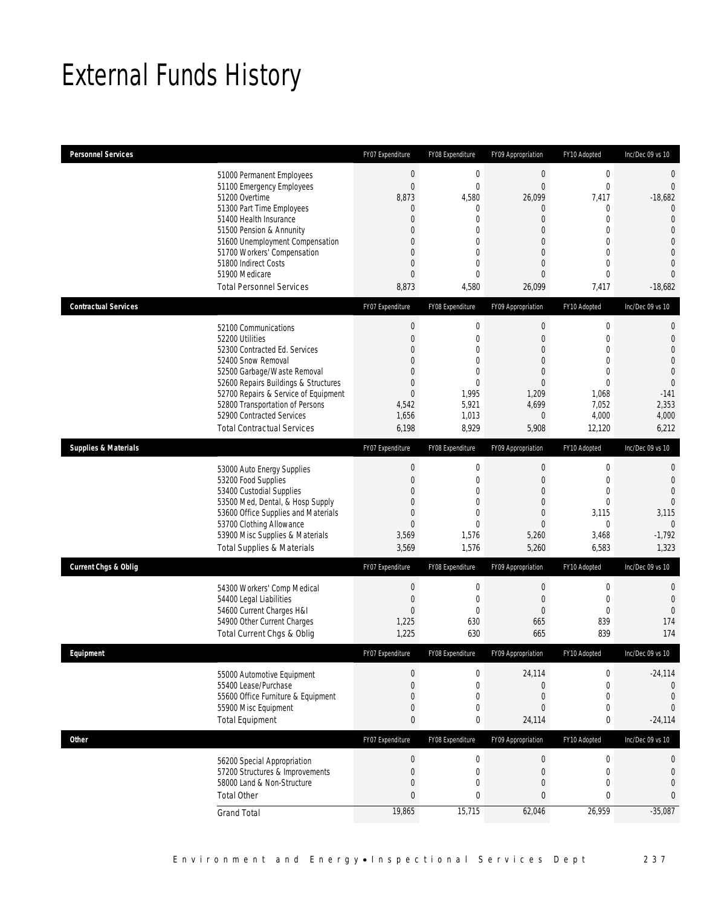# External Funds History

| Personnel Services | | FY07 Expenditure | FY08 Expenditure | FY09 Appropriation | FY10 Adopted | Inc/Dec 09 vs 10 |
|---|---|---|---|---|---|---|
| | 51000 Permanent Employees | 0 | 0 | 0 | 0 | 0 |
| | 51100 Emergency Employees | 0 | 0 | 0 | 0 | 0 |
| | 51200 Overtime | 8,873 | 4,580 | 26,099 | 7,417 | -18,682 |
| | 51300 Part Time Employees | 0 | 0 | 0 | 0 | 0 |
| | 51400 Health Insurance | 0 | 0 | 0 | 0 | 0 |
| | 51500 Pension & Annunity | 0 | 0 | 0 | 0 | 0 |
| | 51600 Unemployment Compensation | 0 | 0 | 0 | 0 | 0 |
| | 51700 Workers' Compensation | 0 | 0 | 0 | 0 | 0 |
| | 51800 Indirect Costs | 0 | 0 | 0 | 0 | 0 |
| | 51900 Medicare | 0 | 0 | 0 | 0 | 0 |
| | Total Personnel Services | 8,873 | 4,580 | 26,099 | 7,417 | -18,682 |

| Contractual Services | | FY07 Expenditure | FY08 Expenditure | FY09 Appropriation | FY10 Adopted | Inc/Dec 09 vs 10 |
|---|---|---|---|---|---|---|
| | 52100 Communications | 0 | 0 | 0 | 0 | 0 |
| | 52200 Utilities | 0 | 0 | 0 | 0 | 0 |
| | 52300 Contracted Ed. Services | 0 | 0 | 0 | 0 | 0 |
| | 52400 Snow Removal | 0 | 0 | 0 | 0 | 0 |
| | 52500 Garbage/Waste Removal | 0 | 0 | 0 | 0 | 0 |
| | 52600 Repairs Buildings & Structures | 0 | 0 | 0 | 0 | 0 |
| | 52700 Repairs & Service of Equipment | 0 | 1,995 | 1,209 | 1,068 | -141 |
| | 52800 Transportation of Persons | 4,542 | 5,921 | 4,699 | 7,052 | 2,353 |
| | 52900 Contracted Services | 1,656 | 1,013 | 0 | 4,000 | 4,000 |
| | Total Contractual Services | 6,198 | 8,929 | 5,908 | 12,120 | 6,212 |

| Supplies & Materials | | FY07 Expenditure | FY08 Expenditure | FY09 Appropriation | FY10 Adopted | Inc/Dec 09 vs 10 |
|---|---|---|---|---|---|---|
| | 53000 Auto Energy Supplies | 0 | 0 | 0 | 0 | 0 |
| | 53200 Food Supplies | 0 | 0 | 0 | 0 | 0 |
| | 53400 Custodial Supplies | 0 | 0 | 0 | 0 | 0 |
| | 53500 Med, Dental, & Hosp Supply | 0 | 0 | 0 | 0 | 0 |
| | 53600 Office Supplies and Materials | 0 | 0 | 0 | 3,115 | 3,115 |
| | 53700 Clothing Allowance | 0 | 0 | 0 | 0 | 0 |
| | 53900 Misc Supplies & Materials | 3,569 | 1,576 | 5,260 | 3,468 | -1,792 |
| | Total Supplies & Materials | 3,569 | 1,576 | 5,260 | 6,583 | 1,323 |

| Current Chgs & Oblig | | FY07 Expenditure | FY08 Expenditure | FY09 Appropriation | FY10 Adopted | Inc/Dec 09 vs 10 |
|---|---|---|---|---|---|---|
| | 54300 Workers' Comp Medical | 0 | 0 | 0 | 0 | 0 |
| | 54400 Legal Liabilities | 0 | 0 | 0 | 0 | 0 |
| | 54600 Current Charges H&I | 0 | 0 | 0 | 0 | 0 |
| | 54900 Other Current Charges | 1,225 | 630 | 665 | 839 | 174 |
| | Total Current Chgs & Oblig | 1,225 | 630 | 665 | 839 | 174 |

| Equipment | | FY07 Expenditure | FY08 Expenditure | FY09 Appropriation | FY10 Adopted | Inc/Dec 09 vs 10 |
|---|---|---|---|---|---|---|
| | 55000 Automotive Equipment | 0 | 0 | 24,114 | 0 | -24,114 |
| | 55400 Lease/Purchase | 0 | 0 | 0 | 0 | 0 |
| | 55600 Office Furniture & Equipment | 0 | 0 | 0 | 0 | 0 |
| | 55900 Misc Equipment | 0 | 0 | 0 | 0 | 0 |
| | Total Equipment | 0 | 0 | 24,114 | 0 | -24,114 |

| Other | | FY07 Expenditure | FY08 Expenditure | FY09 Appropriation | FY10 Adopted | Inc/Dec 09 vs 10 |
|---|---|---|---|---|---|---|
| | 56200 Special Appropriation | 0 | 0 | 0 | 0 | 0 |
| | 57200 Structures & Improvements | 0 | 0 | 0 | 0 | 0 |
| | 58000 Land & Non-Structure | 0 | 0 | 0 | 0 | 0 |
| | Total Other | 0 | 0 | 0 | 0 | 0 |
| | Grand Total | 19,865 | 15,715 | 62,046 | 26,959 | -35,087 |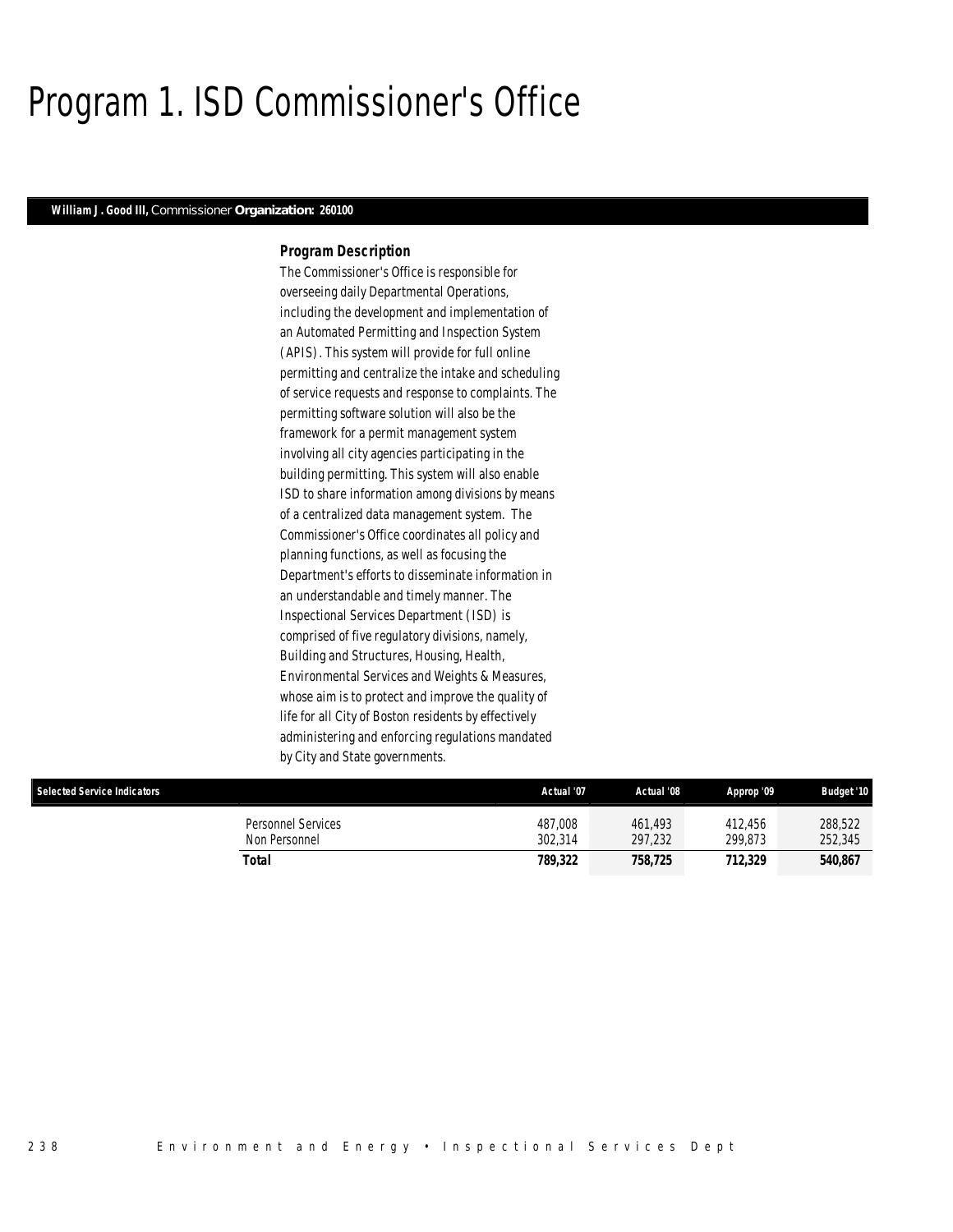# Program 1. ISD Commissioner's Office

**William J. Good III,** Commissioner **Organization: 260100**

### *Program Description*

*The Commissioner's Office is responsible for overseeing daily Departmental Operations, including the development and implementation of an Automated Permitting and Inspection System (APIS). This system will provide for full online permitting and centralize the intake and scheduling of service requests and response to complaints. The permitting software solution will also be the framework for a permit management system involving all city agencies participating in the building permitting. This system will also enable ISD to share information among divisions by means of a centralized data management system. The Commissioner's Office coordinates all policy and planning functions, as well as focusing the Department's efforts to disseminate information in an understandable and timely manner. The Inspectional Services Department (ISD) is comprised of five regulatory divisions, namely, Building and Structures, Housing, Health, Environmental Services and Weights & Measures, whose aim is to protect and improve the quality of life for all City of Boston residents by effectively administering and enforcing regulations mandated by City and State governments.*

| Selected Service Indicators | Actual '07 | Actual '08 | Approp '09 | Budget '10 |
|---|---|---|---|---|
| Personnel Services | 487,008 | 461,493 | 412,456 | 288,522 |
| Non Personnel | 302,314 | 297,232 | 299,873 | 252,345 |
| **Total** | **789,322** | **758,725** | **712,329** | **540,867** |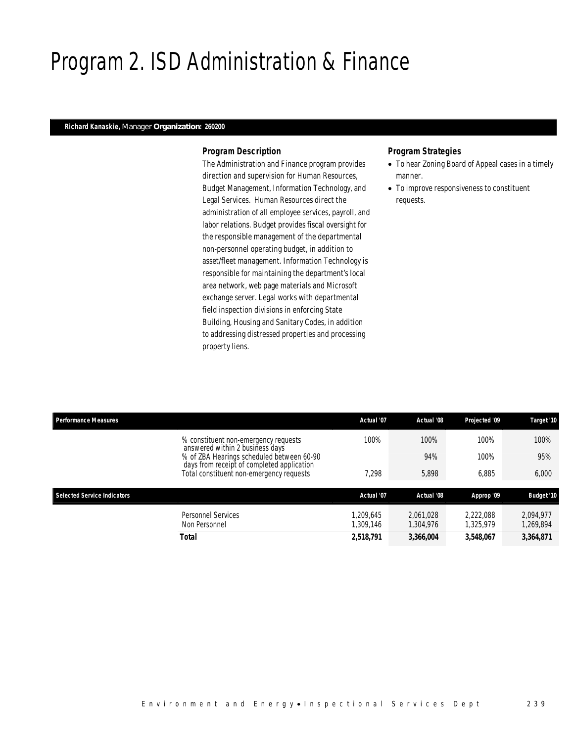# Program 2. ISD Administration & Finance

**Richard Kanaskie,** Manager **Organization: 260200**

### *Program Description*

The Administration and Finance program provides direction and supervision for Human Resources, Budget Management, Information Technology, and Legal Services. Human Resources direct the administration of all employee services, payroll, and labor relations. Budget provides fiscal oversight for the responsible management of the departmental non-personnel operating budget, in addition to asset/fleet management. Information Technology is responsible for maintaining the department's local area network, web page materials and Microsoft exchange server. Legal works with departmental field inspection divisions in enforcing State Building, Housing and Sanitary Codes, in addition to addressing distressed properties and processing property liens.

### *Program Strategies*

- To hear Zoning Board of Appeal cases in a timely manner.
- To improve responsiveness to constituent requests.

| Performance Measures | | Actual '07 | Actual '08 | Projected '09 | Target '10 |
|---|---|---|---|---|---|
| | % constituent non-emergency requests answered within 2 business days | 100% | 100% | 100% | 100% |
| | % of ZBA Hearings scheduled between 60-90 days from receipt of completed application | | 94% | 100% | 95% |
| | Total constituent non-emergency requests | 7,298 | 5,898 | 6,885 | 6,000 |

| Selected Service Indicators | | Actual '07 | Actual '08 | Approp '09 | Budget '10 |
|---|---|---|---|---|---|
| | Personnel Services | 1,209,645 | 2,061,028 | 2,222,088 | 2,094,977 |
| | Non Personnel | 1,309,146 | 1,304,976 | 1,325,979 | 1,269,894 |
| | **Total** | **2,518,791** | **3,366,004** | **3,548,067** | **3,364,871** |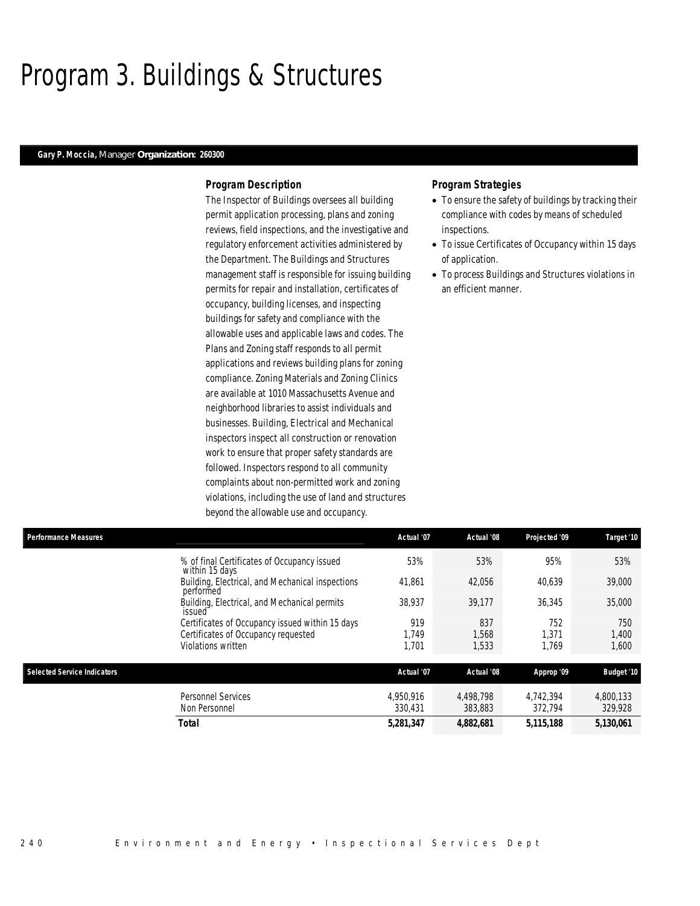# Program 3. Buildings & Structures

**Gary P. Moccia,** Manager **Organization: 260300**

### Program Description

The Inspector of Buildings oversees all building permit application processing, plans and zoning reviews, field inspections, and the investigative and regulatory enforcement activities administered by the Department. The Buildings and Structures management staff is responsible for issuing building permits for repair and installation, certificates of occupancy, building licenses, and inspecting buildings for safety and compliance with the allowable uses and applicable laws and codes. The Plans and Zoning staff responds to all permit applications and reviews building plans for zoning compliance. Zoning Materials and Zoning Clinics are available at 1010 Massachusetts Avenue and neighborhood libraries to assist individuals and businesses. Building, Electrical and Mechanical inspectors inspect all construction or renovation work to ensure that proper safety standards are followed. Inspectors respond to all community complaints about non-permitted work and zoning violations, including the use of land and structures beyond the allowable use and occupancy.

### Program Strategies

- To ensure the safety of buildings by tracking their compliance with codes by means of scheduled inspections.
- To issue Certificates of Occupancy within 15 days of application.
- To process Buildings and Structures violations in an efficient manner.

| Performance Measures | Actual '07 | Actual '08 | Projected '09 | Target '10 |
|---|---|---|---|---|
| % of final Certificates of Occupancy issued within 15 days | 53% | 53% | 95% | 53% |
| Building, Electrical, and Mechanical inspections performed | 41,861 | 42,056 | 40,639 | 39,000 |
| Building, Electrical, and Mechanical permits issued | 38,937 | 39,177 | 36,345 | 35,000 |
| Certificates of Occupancy issued within 15 days | 919 | 837 | 752 | 750 |
| Certificates of Occupancy requested | 1,749 | 1,568 | 1,371 | 1,400 |
| Violations written | 1,701 | 1,533 | 1,769 | 1,600 |

| Selected Service Indicators | Actual '07 | Actual '08 | Approp '09 | Budget '10 |
|---|---|---|---|---|
| Personnel Services | 4,950,916 | 4,498,798 | 4,742,394 | 4,800,133 |
| Non Personnel | 330,431 | 383,883 | 372,794 | 329,928 |
| **Total** | **5,281,347** | **4,882,681** | **5,115,188** | **5,130,061** |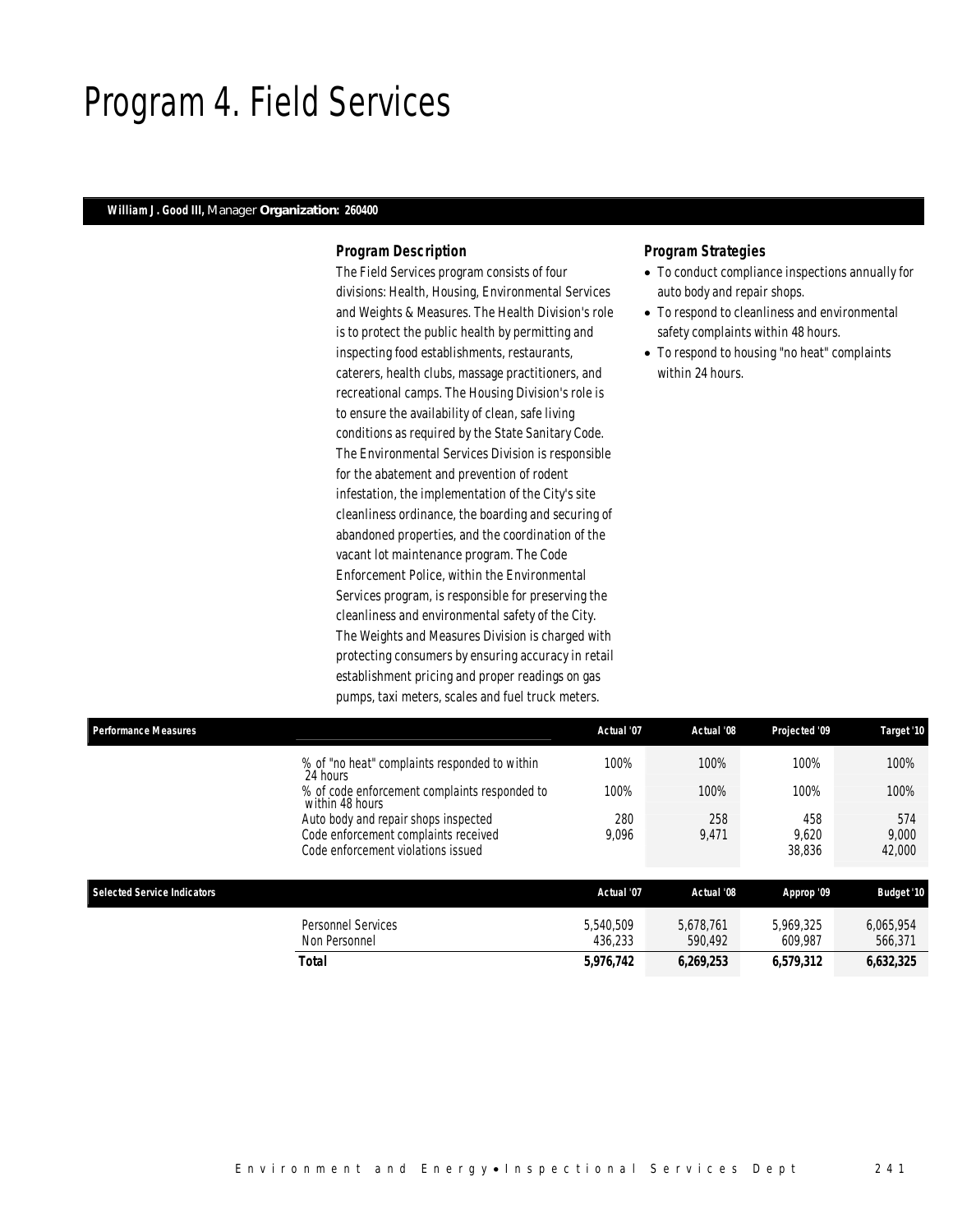# Program 4. Field Services

**William J. Good III,** Manager **Organization: 260400**

### Program Description

The Field Services program consists of four divisions: Health, Housing, Environmental Services and Weights & Measures. The Health Division's role is to protect the public health by permitting and inspecting food establishments, restaurants, caterers, health clubs, massage practitioners, and recreational camps. The Housing Division's role is to ensure the availability of clean, safe living conditions as required by the State Sanitary Code. The Environmental Services Division is responsible for the abatement and prevention of rodent infestation, the implementation of the City's site cleanliness ordinance, the boarding and securing of abandoned properties, and the coordination of the vacant lot maintenance program. The Code Enforcement Police, within the Environmental Services program, is responsible for preserving the cleanliness and environmental safety of the City. The Weights and Measures Division is charged with protecting consumers by ensuring accuracy in retail establishment pricing and proper readings on gas pumps, taxi meters, scales and fuel truck meters.

### Program Strategies

- To conduct compliance inspections annually for auto body and repair shops.
- To respond to cleanliness and environmental safety complaints within 48 hours.
- To respond to housing "no heat" complaints within 24 hours.

| Performance Measures | Actual '07 | Actual '08 | Projected '09 | Target '10 |
|---|---|---|---|---|
| % of "no heat" complaints responded to within 24 hours | 100% | 100% | 100% | 100% |
| % of code enforcement complaints responded to within 48 hours | 100% | 100% | 100% | 100% |
| Auto body and repair shops inspected | 280 | 258 | 458 | 574 |
| Code enforcement complaints received | 9,096 | 9,471 | 9,620 | 9,000 |
| Code enforcement violations issued | | | 38,836 | 42,000 |

| Selected Service Indicators | Actual '07 | Actual '08 | Approp '09 | Budget '10 |
|---|---|---|---|---|
| Personnel Services | 5,540,509 | 5,678,761 | 5,969,325 | 6,065,954 |
| Non Personnel | 436,233 | 590,492 | 609,987 | 566,371 |
| **Total** | **5,976,742** | **6,269,253** | **6,579,312** | **6,632,325** |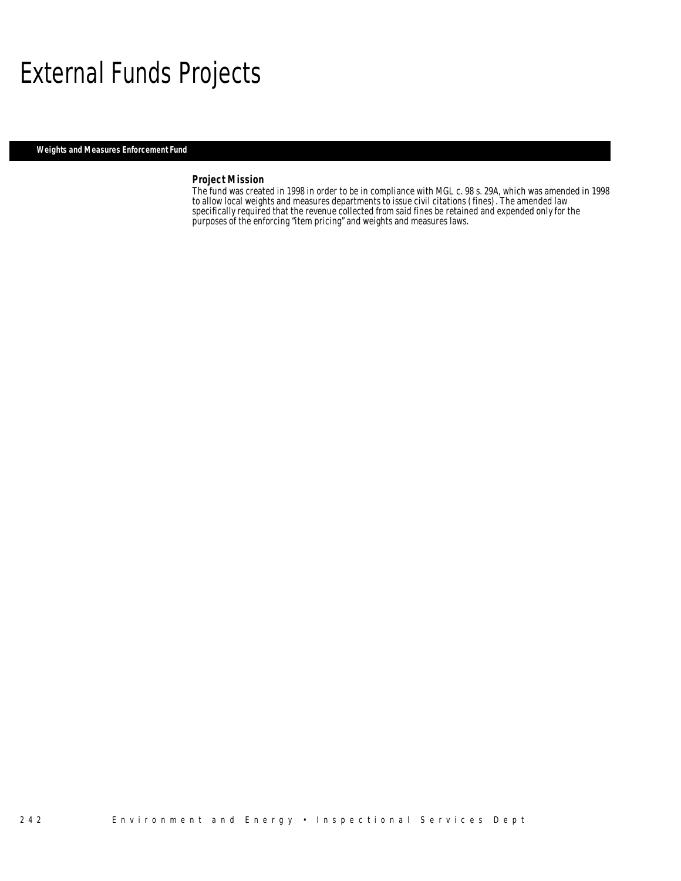# External Funds Projects

## Weights and Measures Enforcement Fund

### Project Mission

The fund was created in 1998 in order to be in compliance with MGL c. 98 s. 29A, which was amended in 1998 to allow local weights and measures departments to issue civil citations (fines). The amended law specifically required that the revenue collected from said fines be retained and expended only for the purposes of the enforcing "item pricing" and weights and measures laws.